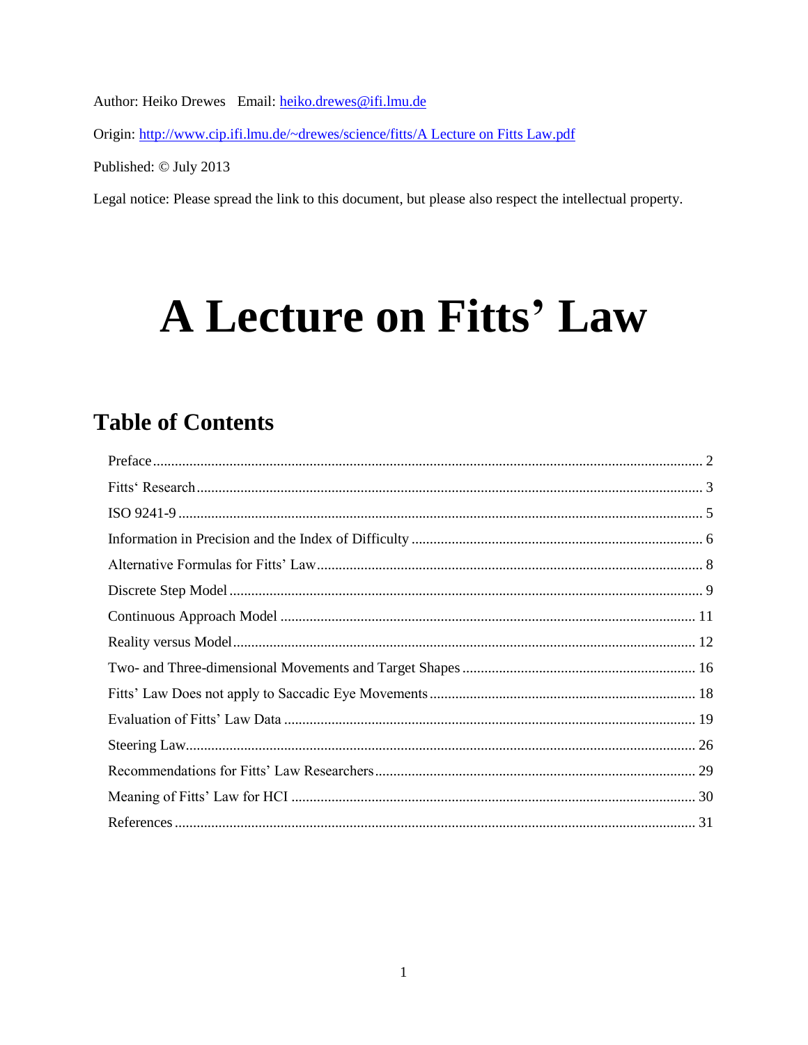Author: Heiko Drewes   Email: [heiko.drewes@ifi.lmu.de](mailto:heiko.drewes@ifi.lmu.de)

Origin: [http://www.cip.ifi.lmu.de/~drewes/science/fitts/A Lecture on Fitts Law.pdf](http://www.cip.ifi.lmu.de/~drewes/science/fitts/A Lecture on Fitts Law.pdf)

Published: © July 2013

Legal notice: Please spread the link to this document, but please also respect the intellectual property.

# A Lecture on Fitts' Law

## Table of Contents

- Preface ... 2
- Fitts' Research ... 3
- ISO 9241-9 ... 5
- Information in Precision and the Index of Difficulty ... 6
- Alternative Formulas for Fitts' Law ... 8
- Discrete Step Model ... 9
- Continuous Approach Model ... 11
- Reality versus Model ... 12
- Two- and Three-dimensional Movements and Target Shapes ... 16
- Fitts' Law Does not apply to Saccadic Eye Movements ... 18
- Evaluation of Fitts' Law Data ... 19
- Steering Law ... 26
- Recommendations for Fitts' Law Researchers ... 29
- Meaning of Fitts' Law for HCI ... 30
- References ... 31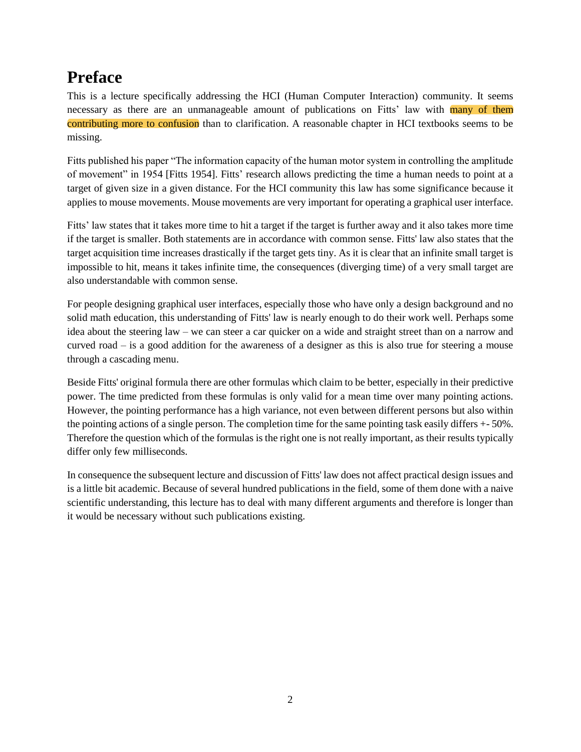# Preface

This is a lecture specifically addressing the HCI (Human Computer Interaction) community. It seems necessary as there are an unmanageable amount of publications on Fitts' law with many of them contributing more to confusion than to clarification. A reasonable chapter in HCI textbooks seems to be missing.

Fitts published his paper "The information capacity of the human motor system in controlling the amplitude of movement" in 1954 [Fitts 1954]. Fitts' research allows predicting the time a human needs to point at a target of given size in a given distance. For the HCI community this law has some significance because it applies to mouse movements. Mouse movements are very important for operating a graphical user interface.

Fitts' law states that it takes more time to hit a target if the target is further away and it also takes more time if the target is smaller. Both statements are in accordance with common sense. Fitts' law also states that the target acquisition time increases drastically if the target gets tiny. As it is clear that an infinite small target is impossible to hit, means it takes infinite time, the consequences (diverging time) of a very small target are also understandable with common sense.

For people designing graphical user interfaces, especially those who have only a design background and no solid math education, this understanding of Fitts' law is nearly enough to do their work well. Perhaps some idea about the steering law – we can steer a car quicker on a wide and straight street than on a narrow and curved road – is a good addition for the awareness of a designer as this is also true for steering a mouse through a cascading menu.

Beside Fitts' original formula there are other formulas which claim to be better, especially in their predictive power. The time predicted from these formulas is only valid for a mean time over many pointing actions. However, the pointing performance has a high variance, not even between different persons but also within the pointing actions of a single person. The completion time for the same pointing task easily differs +- 50%. Therefore the question which of the formulas is the right one is not really important, as their results typically differ only few milliseconds.

In consequence the subsequent lecture and discussion of Fitts' law does not affect practical design issues and is a little bit academic. Because of several hundred publications in the field, some of them done with a naive scientific understanding, this lecture has to deal with many different arguments and therefore is longer than it would be necessary without such publications existing.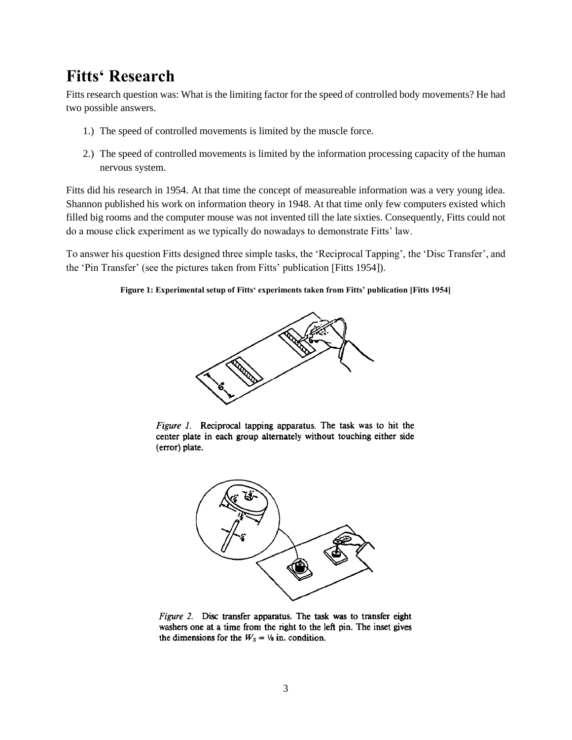# Fitts' Research

Fitts research question was: What is the limiting factor for the speed of controlled body movements? He had two possible answers.

1.) The speed of controlled movements is limited by the muscle force.

2.) The speed of controlled movements is limited by the information processing capacity of the human nervous system.

Fitts did his research in 1954. At that time the concept of measureable information was a very young idea. Shannon published his work on information theory in 1948. At that time only few computers existed which filled big rooms and the computer mouse was not invented till the late sixties. Consequently, Fitts could not do a mouse click experiment as we typically do nowadays to demonstrate Fitts' law.

To answer his question Fitts designed three simple tasks, the 'Reciprocal Tapping', the 'Disc Transfer', and the 'Pin Transfer' (see the pictures taken from Fitts' publication [Fitts 1954]).

**Figure 1: Experimental setup of Fitts' experiments taken from Fitts' publication [Fitts 1954]**

*Figure 1.* Reciprocal tapping apparatus. The task was to hit the center plate in each group alternately without touching either side (error) plate.

*Figure 2.* Disc transfer apparatus. The task was to transfer eight washers one at a time from the right to the left pin. The inset gives the dimensions for the $W_S = 1/8$ in. condition.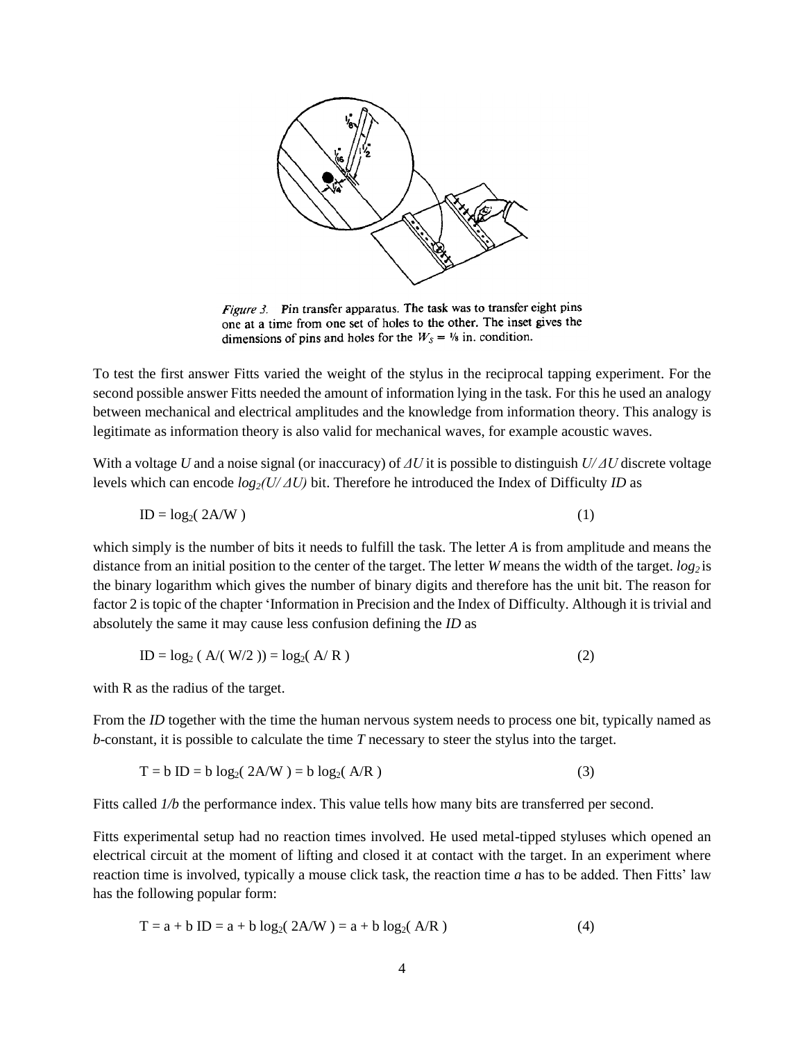*Figure 3.* Pin transfer apparatus. The task was to transfer eight pins one at a time from one set of holes to the other. The inset gives the dimensions of pins and holes for the $W_S = 1/8$ in. condition.

To test the first answer Fitts varied the weight of the stylus in the reciprocal tapping experiment. For the second possible answer Fitts needed the amount of information lying in the task. For this he used an analogy between mechanical and electrical amplitudes and the knowledge from information theory. This analogy is legitimate as information theory is also valid for mechanical waves, for example acoustic waves.

With a voltage $U$ and a noise signal (or inaccuracy) of $\Delta U$ it is possible to distinguish $U/\Delta U$ discrete voltage levels which can encode $\log_2(U/\Delta U)$ bit. Therefore he introduced the Index of Difficulty *ID* as

$$\mathrm{ID} = \log_2(2A/W) \tag{1}$$

which simply is the number of bits it needs to fulfill the task. The letter *A* is from amplitude and means the distance from an initial position to the center of the target. The letter *W* means the width of the target. $\log_2$ is the binary logarithm which gives the number of binary digits and therefore has the unit bit. The reason for factor 2 is topic of the chapter 'Information in Precision and the Index of Difficulty. Although it is trivial and absolutely the same it may cause less confusion defining the *ID* as

$$\mathrm{ID} = \log_2(A/(W/2)) = \log_2(A/R) \tag{2}$$

with R as the radius of the target.

From the *ID* together with the time the human nervous system needs to process one bit, typically named as *b*-constant, it is possible to calculate the time *T* necessary to steer the stylus into the target.

$$T = b\,\mathrm{ID} = b\log_2(2A/W) = b\log_2(A/R) \tag{3}$$

Fitts called $1/b$ the performance index. This value tells how many bits are transferred per second.

Fitts experimental setup had no reaction times involved. He used metal-tipped styluses which opened an electrical circuit at the moment of lifting and closed it at contact with the target. In an experiment where reaction time is involved, typically a mouse click task, the reaction time *a* has to be added. Then Fitts' law has the following popular form:

$$T = a + b\,\mathrm{ID} = a + b\log_2(2A/W) = a + b\log_2(A/R) \tag{4}$$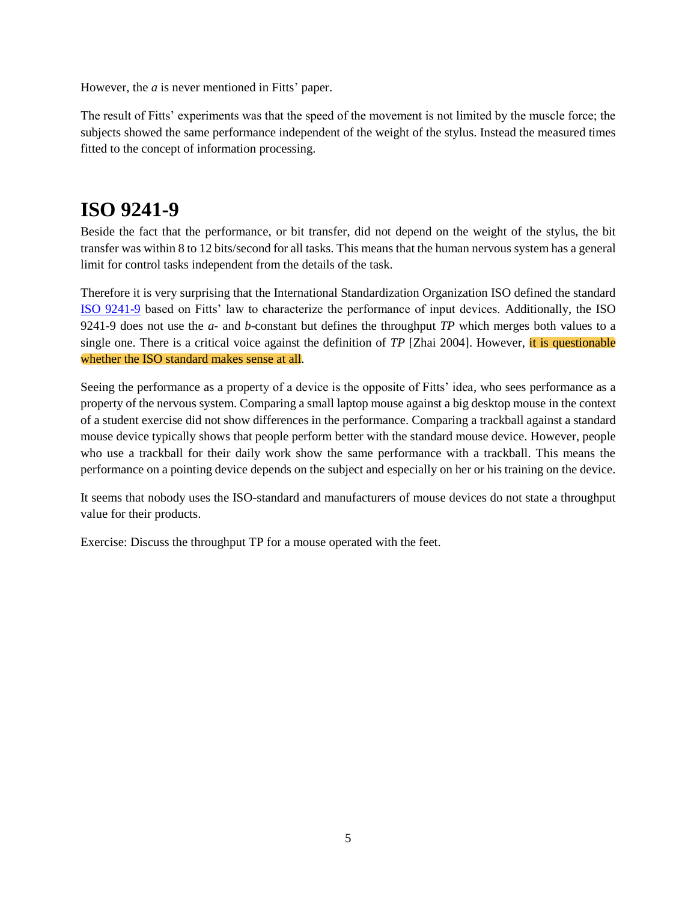However, the $a$ is never mentioned in Fitts' paper.

The result of Fitts' experiments was that the speed of the movement is not limited by the muscle force; the subjects showed the same performance independent of the weight of the stylus. Instead the measured times fitted to the concept of information processing.

# ISO 9241-9

Beside the fact that the performance, or bit transfer, did not depend on the weight of the stylus, the bit transfer was within 8 to 12 bits/second for all tasks. This means that the human nervous system has a general limit for control tasks independent from the details of the task.

Therefore it is very surprising that the International Standardization Organization ISO defined the standard ISO 9241-9 based on Fitts' law to characterize the performance of input devices. Additionally, the ISO 9241-9 does not use the $a$- and $b$-constant but defines the throughput $TP$ which merges both values to a single one. There is a critical voice against the definition of $TP$ [Zhai 2004]. However, it is questionable whether the ISO standard makes sense at all.

Seeing the performance as a property of a device is the opposite of Fitts' idea, who sees performance as a property of the nervous system. Comparing a small laptop mouse against a big desktop mouse in the context of a student exercise did not show differences in the performance. Comparing a trackball against a standard mouse device typically shows that people perform better with the standard mouse device. However, people who use a trackball for their daily work show the same performance with a trackball. This means the performance on a pointing device depends on the subject and especially on her or his training on the device.

It seems that nobody uses the ISO-standard and manufacturers of mouse devices do not state a throughput value for their products.

Exercise: Discuss the throughput TP for a mouse operated with the feet.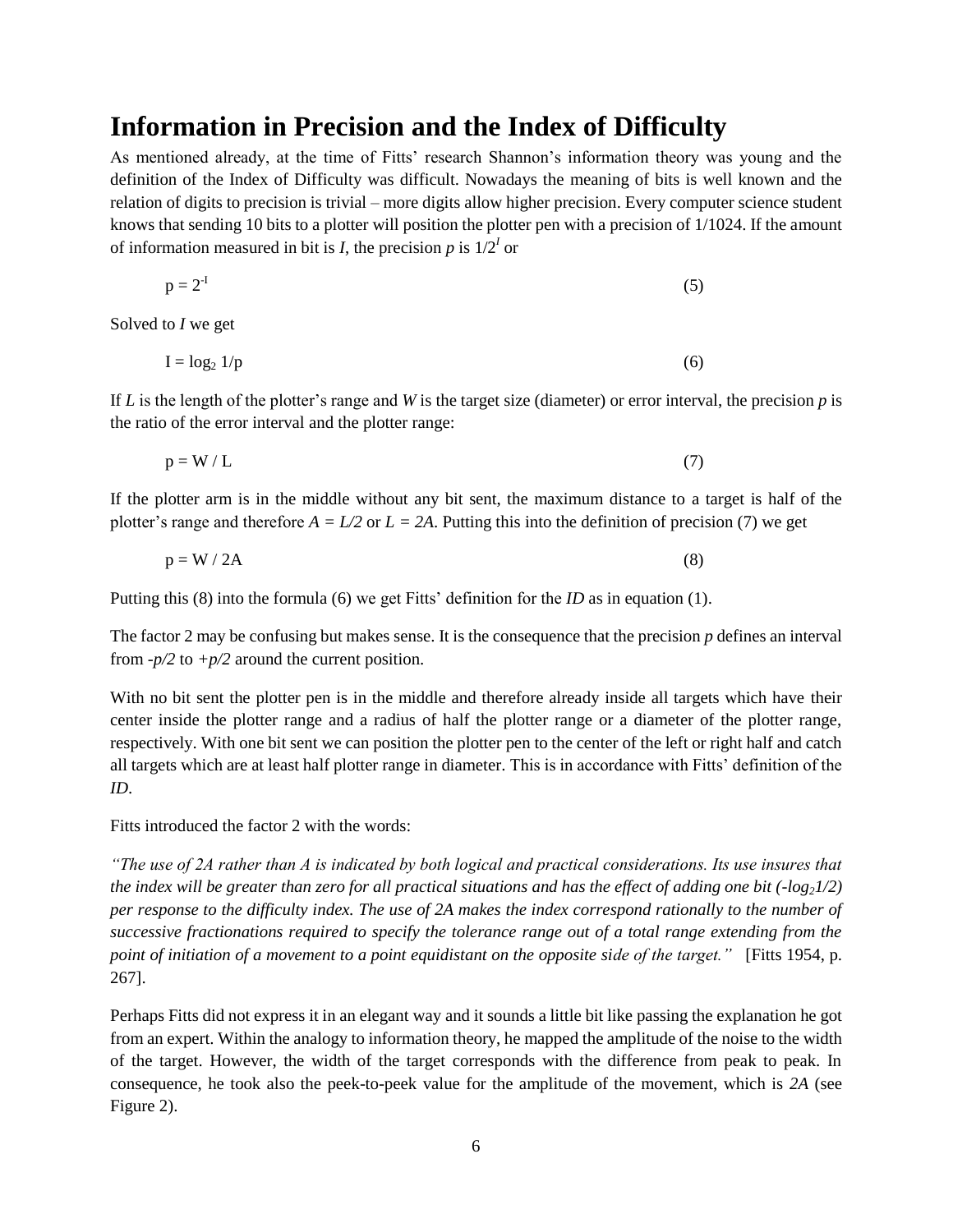# Information in Precision and the Index of Difficulty

As mentioned already, at the time of Fitts' research Shannon's information theory was young and the definition of the Index of Difficulty was difficult. Nowadays the meaning of bits is well known and the relation of digits to precision is trivial – more digits allow higher precision. Every computer science student knows that sending 10 bits to a plotter will position the plotter pen with a precision of 1/1024. If the amount of information measured in bit is $I$, the precision $p$ is $1/2^I$ or

$$p = 2^{-I} \tag{5}$$

Solved to $I$ we get

$$I = \log_2 1/p \tag{6}$$

If $L$ is the length of the plotter's range and $W$ is the target size (diameter) or error interval, the precision $p$ is the ratio of the error interval and the plotter range:

$$p = W / L \tag{7}$$

If the plotter arm is in the middle without any bit sent, the maximum distance to a target is half of the plotter's range and therefore $A = L/2$ or $L = 2A$. Putting this into the definition of precision (7) we get

$$p = W / 2A \tag{8}$$

Putting this (8) into the formula (6) we get Fitts' definition for the *ID* as in equation (1).

The factor 2 may be confusing but makes sense. It is the consequence that the precision $p$ defines an interval from $-p/2$ to $+p/2$ around the current position.

With no bit sent the plotter pen is in the middle and therefore already inside all targets which have their center inside the plotter range and a radius of half the plotter range or a diameter of the plotter range, respectively. With one bit sent we can position the plotter pen to the center of the left or right half and catch all targets which are at least half plotter range in diameter. This is in accordance with Fitts' definition of the *ID*.

Fitts introduced the factor 2 with the words:

*"The use of 2A rather than A is indicated by both logical and practical considerations. Its use insures that the index will be greater than zero for all practical situations and has the effect of adding one bit ($-\log_2 1/2$) per response to the difficulty index. The use of 2A makes the index correspond rationally to the number of successive fractionations required to specify the tolerance range out of a total range extending from the point of initiation of a movement to a point equidistant on the opposite side of the target."* [Fitts 1954, p. 267].

Perhaps Fitts did not express it in an elegant way and it sounds a little bit like passing the explanation he got from an expert. Within the analogy to information theory, he mapped the amplitude of the noise to the width of the target. However, the width of the target corresponds with the difference from peak to peak. In consequence, he took also the peek-to-peek value for the amplitude of the movement, which is *2A* (see Figure 2).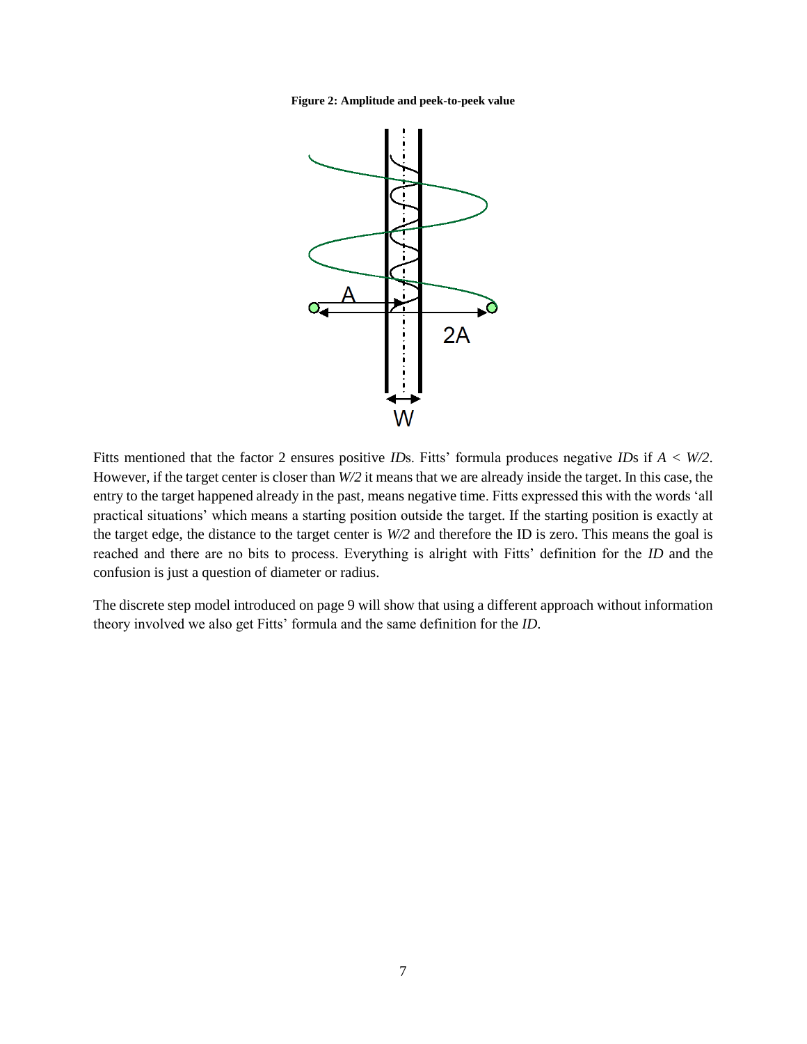**Figure 2: Amplitude and peek-to-peek value**

Fitts mentioned that the factor 2 ensures positive *ID*s. Fitts' formula produces negative *ID*s if $A < W/2$. However, if the target center is closer than $W/2$ it means that we are already inside the target. In this case, the entry to the target happened already in the past, means negative time. Fitts expressed this with the words 'all practical situations' which means a starting position outside the target. If the starting position is exactly at the target edge, the distance to the target center is $W/2$ and therefore the ID is zero. This means the goal is reached and there are no bits to process. Everything is alright with Fitts' definition for the *ID* and the confusion is just a question of diameter or radius.

The discrete step model introduced on page 9 will show that using a different approach without information theory involved we also get Fitts' formula and the same definition for the *ID*.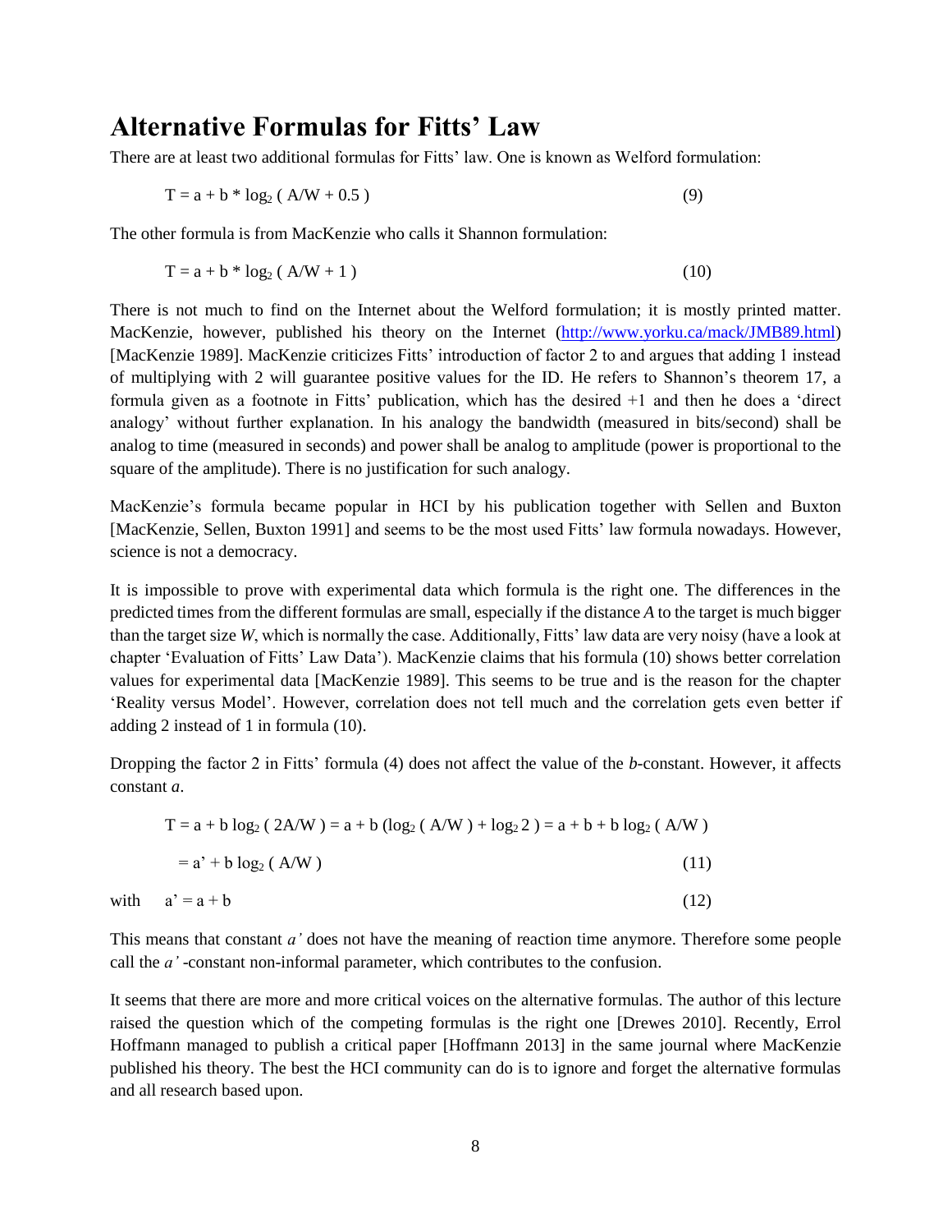# Alternative Formulas for Fitts' Law

There are at least two additional formulas for Fitts' law. One is known as Welford formulation:

$$T = a + b * \log_2 ( A/W + 0.5 ) \tag{9}$$

The other formula is from MacKenzie who calls it Shannon formulation:

$$T = a + b * \log_2 ( A/W + 1 ) \tag{10}$$

There is not much to find on the Internet about the Welford formulation; it is mostly printed matter. MacKenzie, however, published his theory on the Internet (http://www.yorku.ca/mack/JMB89.html) [MacKenzie 1989]. MacKenzie criticizes Fitts' introduction of factor 2 to and argues that adding 1 instead of multiplying with 2 will guarantee positive values for the ID. He refers to Shannon's theorem 17, a formula given as a footnote in Fitts' publication, which has the desired +1 and then he does a 'direct analogy' without further explanation. In his analogy the bandwidth (measured in bits/second) shall be analog to time (measured in seconds) and power shall be analog to amplitude (power is proportional to the square of the amplitude). There is no justification for such analogy.

MacKenzie's formula became popular in HCI by his publication together with Sellen and Buxton [MacKenzie, Sellen, Buxton 1991] and seems to be the most used Fitts' law formula nowadays. However, science is not a democracy.

It is impossible to prove with experimental data which formula is the right one. The differences in the predicted times from the different formulas are small, especially if the distance *A* to the target is much bigger than the target size *W*, which is normally the case. Additionally, Fitts' law data are very noisy (have a look at chapter 'Evaluation of Fitts' Law Data'). MacKenzie claims that his formula (10) shows better correlation values for experimental data [MacKenzie 1989]. This seems to be true and is the reason for the chapter 'Reality versus Model'. However, correlation does not tell much and the correlation gets even better if adding 2 instead of 1 in formula (10).

Dropping the factor 2 in Fitts' formula (4) does not affect the value of the *b*-constant. However, it affects constant *a*.

$$T = a + b \log_2 ( 2A/W ) = a + b (\log_2 ( A/W ) + \log_2 2 ) = a + b + b \log_2 ( A/W )$$

$$= a' + b \log_2 ( A/W ) \tag{11}$$

with $a' = a + b$ (12)

This means that constant *a'* does not have the meaning of reaction time anymore. Therefore some people call the *a'* -constant non-informal parameter, which contributes to the confusion.

It seems that there are more and more critical voices on the alternative formulas. The author of this lecture raised the question which of the competing formulas is the right one [Drewes 2010]. Recently, Errol Hoffmann managed to publish a critical paper [Hoffmann 2013] in the same journal where MacKenzie published his theory. The best the HCI community can do is to ignore and forget the alternative formulas and all research based upon.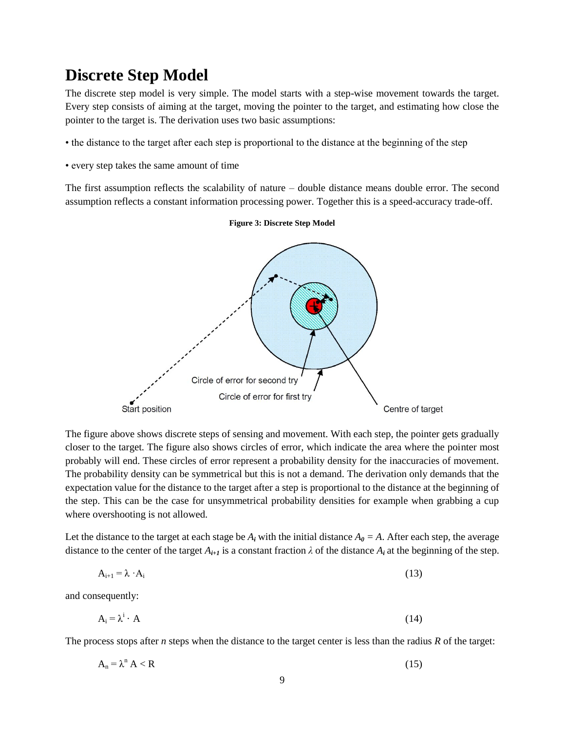# Discrete Step Model

The discrete step model is very simple. The model starts with a step-wise movement towards the target. Every step consists of aiming at the target, moving the pointer to the target, and estimating how close the pointer to the target is. The derivation uses two basic assumptions:

- the distance to the target after each step is proportional to the distance at the beginning of the step
- every step takes the same amount of time

The first assumption reflects the scalability of nature – double distance means double error. The second assumption reflects a constant information processing power. Together this is a speed-accuracy trade-off.

**Figure 3: Discrete Step Model**

The figure above shows discrete steps of sensing and movement. With each step, the pointer gets gradually closer to the target. The figure also shows circles of error, which indicate the area where the pointer most probably will end. These circles of error represent a probability density for the inaccuracies of movement. The probability density can be symmetrical but this is not a demand. The derivation only demands that the expectation value for the distance to the target after a step is proportional to the distance at the beginning of the step. This can be the case for unsymmetrical probability densities for example when grabbing a cup where overshooting is not allowed.

Let the distance to the target at each stage be $A_i$ with the initial distance $A_0 = A$. After each step, the average distance to the center of the target $A_{i+1}$ is a constant fraction $\lambda$ of the distance $A_i$ at the beginning of the step.

$$A_{i+1} = \lambda \cdot A_i \tag{13}$$

and consequently:

$$A_i = \lambda^i \cdot A \tag{14}$$

The process stops after $n$ steps when the distance to the target center is less than the radius $R$ of the target:

$$A_n = \lambda^n A < R \tag{15}$$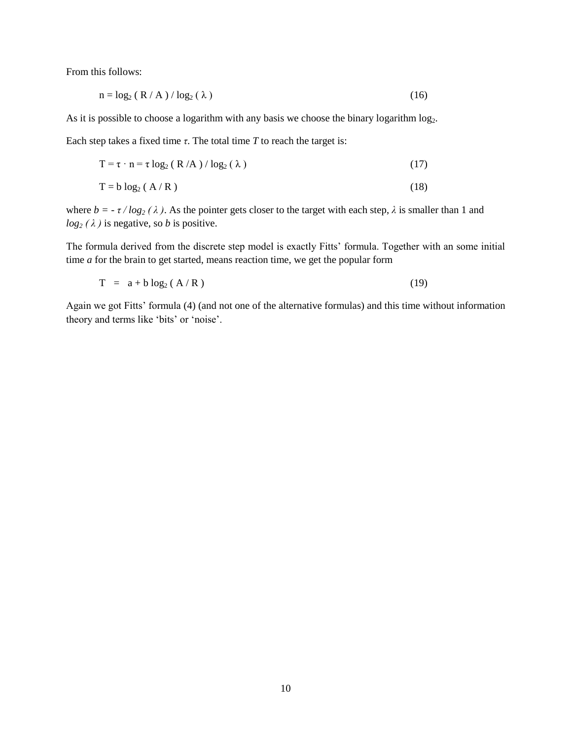From this follows:

$$n = \log_2 ( R / A ) / \log_2 ( \lambda ) \qquad (16)$$

As it is possible to choose a logarithm with any basis we choose the binary logarithm $\log_2$.

Each step takes a fixed time $\tau$. The total time $T$ to reach the target is:

$$T = \tau \cdot n = \tau \log_2 ( R / A ) / \log_2 ( \lambda ) \qquad (17)$$

$$T = b \log_2 ( A / R ) \qquad (18)$$

where $b = - \tau / \log_2 ( \lambda )$. As the pointer gets closer to the target with each step, $\lambda$ is smaller than 1 and $\log_2 ( \lambda )$ is negative, so $b$ is positive.

The formula derived from the discrete step model is exactly Fitts' formula. Together with an some initial time $a$ for the brain to get started, means reaction time, we get the popular form

$$T = a + b \log_2 ( A / R ) \qquad (19)$$

Again we got Fitts' formula (4) (and not one of the alternative formulas) and this time without information theory and terms like 'bits' or 'noise'.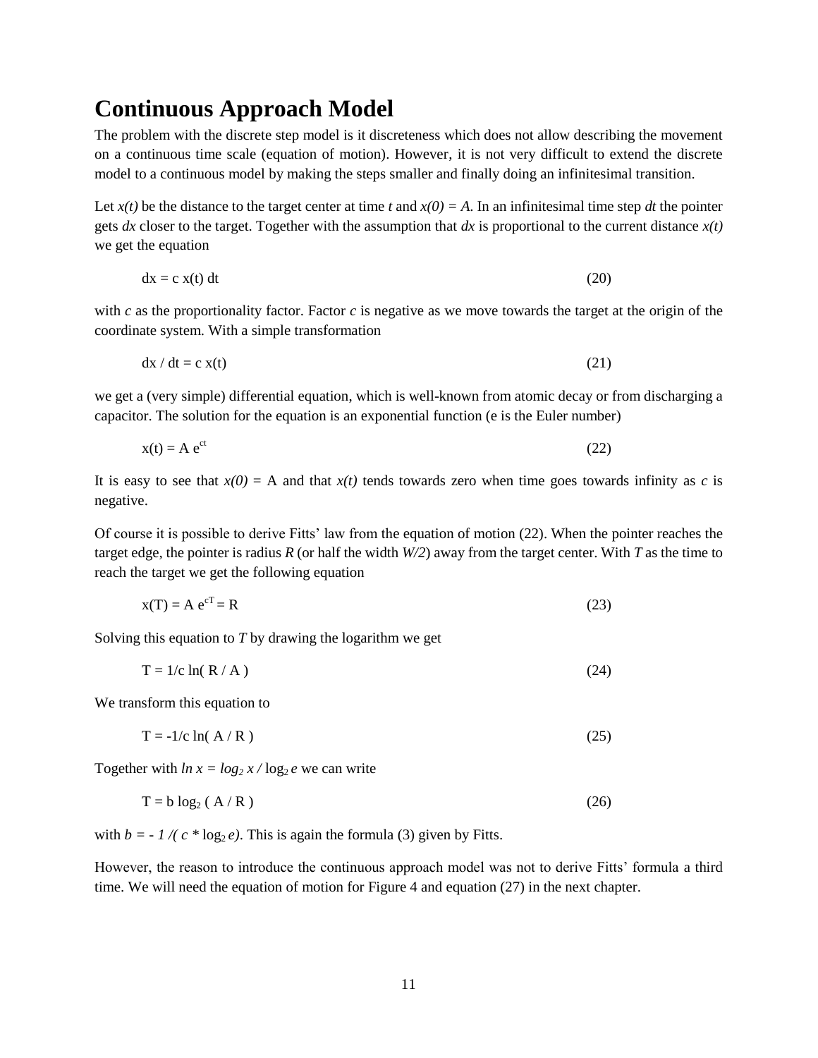# Continuous Approach Model

The problem with the discrete step model is it discreteness which does not allow describing the movement on a continuous time scale (equation of motion). However, it is not very difficult to extend the discrete model to a continuous model by making the steps smaller and finally doing an infinitesimal transition.

Let $x(t)$ be the distance to the target center at time $t$ and $x(0) = A$. In an infinitesimal time step $dt$ the pointer gets $dx$ closer to the target. Together with the assumption that $dx$ is proportional to the current distance $x(t)$ we get the equation

$$dx = c\ x(t)\ dt \tag{20}$$

with $c$ as the proportionality factor. Factor $c$ is negative as we move towards the target at the origin of the coordinate system. With a simple transformation

$$dx / dt = c\ x(t) \tag{21}$$

we get a (very simple) differential equation, which is well-known from atomic decay or from discharging a capacitor. The solution for the equation is an exponential function (e is the Euler number)

$$x(t) = A\ e^{ct} \tag{22}$$

It is easy to see that $x(0) = A$ and that $x(t)$ tends towards zero when time goes towards infinity as $c$ is negative.

Of course it is possible to derive Fitts' law from the equation of motion (22). When the pointer reaches the target edge, the pointer is radius $R$ (or half the width $W/2$) away from the target center. With $T$ as the time to reach the target we get the following equation

$$x(T) = A\ e^{cT} = R \tag{23}$$

Solving this equation to $T$ by drawing the logarithm we get

$$T = 1/c\ \ln(\ R / A\ ) \tag{24}$$

We transform this equation to

$$T = -1/c\ \ln(\ A / R\ ) \tag{25}$$

Together with $\ln x = \log_2 x / \log_2 e$ we can write

$$T = b\ \log_2 (\ A / R\ ) \tag{26}$$

with $b = -1 /( c * \log_2 e)$. This is again the formula (3) given by Fitts.

However, the reason to introduce the continuous approach model was not to derive Fitts' formula a third time. We will need the equation of motion for Figure 4 and equation (27) in the next chapter.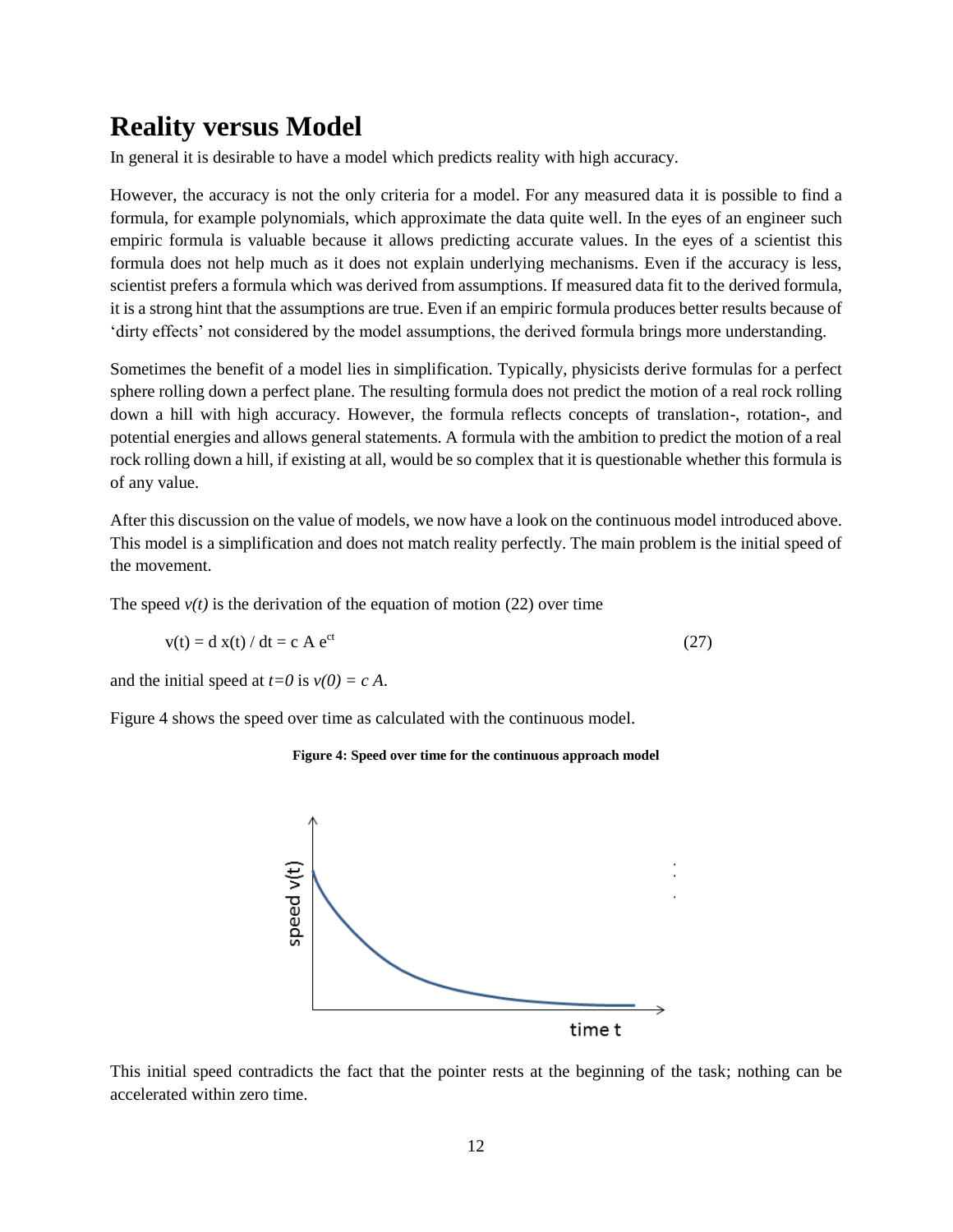## Reality versus Model

In general it is desirable to have a model which predicts reality with high accuracy.

However, the accuracy is not the only criteria for a model. For any measured data it is possible to find a formula, for example polynomials, which approximate the data quite well. In the eyes of an engineer such empiric formula is valuable because it allows predicting accurate values. In the eyes of a scientist this formula does not help much as it does not explain underlying mechanisms. Even if the accuracy is less, scientist prefers a formula which was derived from assumptions. If measured data fit to the derived formula, it is a strong hint that the assumptions are true. Even if an empiric formula produces better results because of 'dirty effects' not considered by the model assumptions, the derived formula brings more understanding.

Sometimes the benefit of a model lies in simplification. Typically, physicists derive formulas for a perfect sphere rolling down a perfect plane. The resulting formula does not predict the motion of a real rock rolling down a hill with high accuracy. However, the formula reflects concepts of translation-, rotation-, and potential energies and allows general statements. A formula with the ambition to predict the motion of a real rock rolling down a hill, if existing at all, would be so complex that it is questionable whether this formula is of any value.

After this discussion on the value of models, we now have a look on the continuous model introduced above. This model is a simplification and does not match reality perfectly. The main problem is the initial speed of the movement.

The speed $v(t)$ is the derivation of the equation of motion (22) over time

$$v(t) = d\,x(t) / dt = c\,A\,e^{ct} \tag{27}$$

and the initial speed at $t=0$ is $v(0) = c\,A$.

Figure 4 shows the speed over time as calculated with the continuous model.

**Figure 4: Speed over time for the continuous approach model**

This initial speed contradicts the fact that the pointer rests at the beginning of the task; nothing can be accelerated within zero time.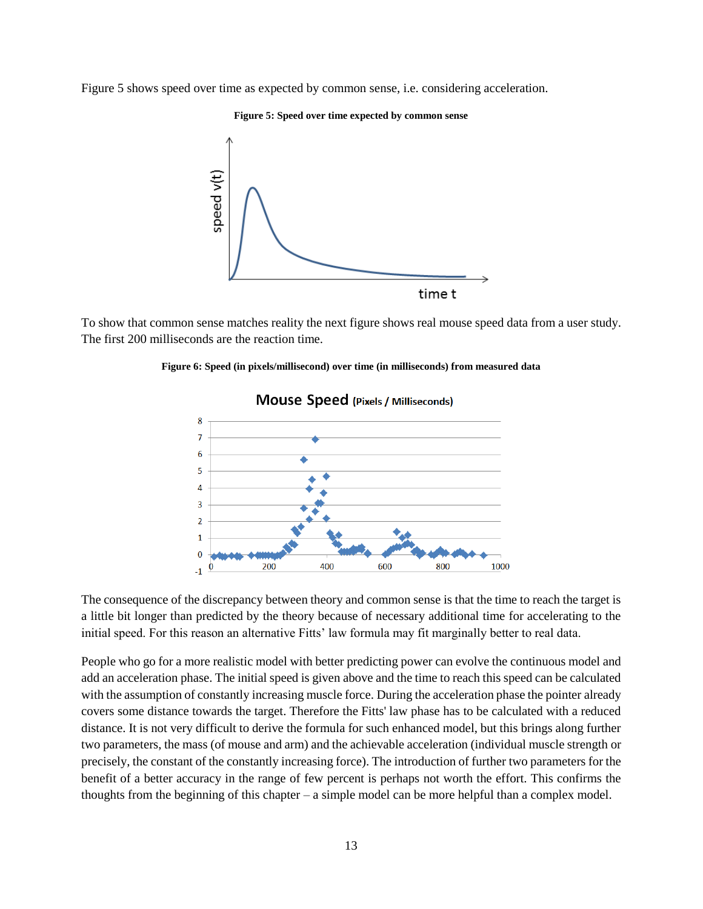Figure 5 shows speed over time as expected by common sense, i.e. considering acceleration.

**Figure 5: Speed over time expected by common sense**

To show that common sense matches reality the next figure shows real mouse speed data from a user study. The first 200 milliseconds are the reaction time.

**Figure 6: Speed (in pixels/millisecond) over time (in milliseconds) from measured data**

The consequence of the discrepancy between theory and common sense is that the time to reach the target is a little bit longer than predicted by the theory because of necessary additional time for accelerating to the initial speed. For this reason an alternative Fitts' law formula may fit marginally better to real data.

People who go for a more realistic model with better predicting power can evolve the continuous model and add an acceleration phase. The initial speed is given above and the time to reach this speed can be calculated with the assumption of constantly increasing muscle force. During the acceleration phase the pointer already covers some distance towards the target. Therefore the Fitts' law phase has to be calculated with a reduced distance. It is not very difficult to derive the formula for such enhanced model, but this brings along further two parameters, the mass (of mouse and arm) and the achievable acceleration (individual muscle strength or precisely, the constant of the constantly increasing force). The introduction of further two parameters for the benefit of a better accuracy in the range of few percent is perhaps not worth the effort. This confirms the thoughts from the beginning of this chapter – a simple model can be more helpful than a complex model.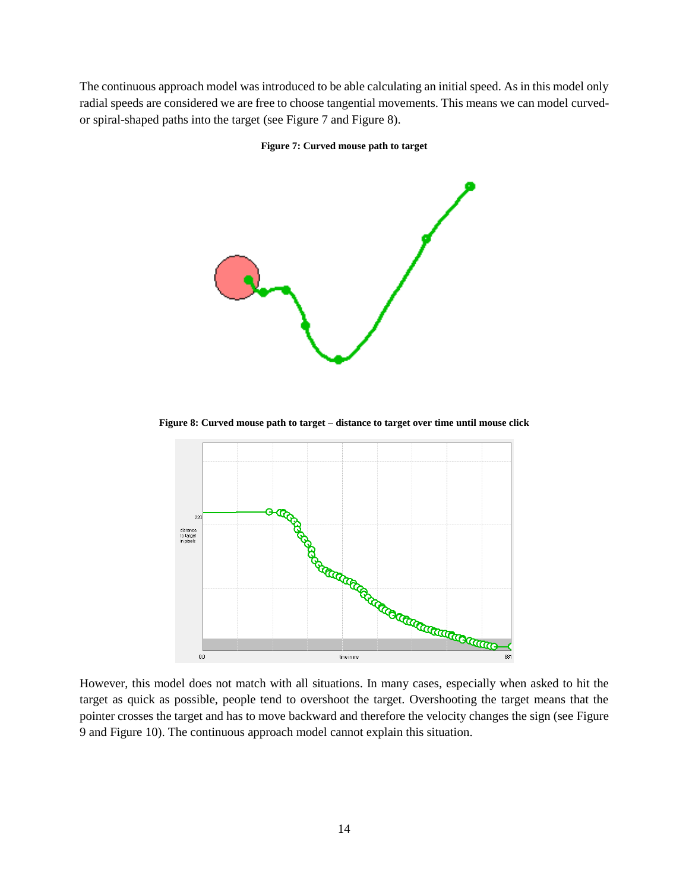The continuous approach model was introduced to be able calculating an initial speed. As in this model only radial speeds are considered we are free to choose tangential movements. This means we can model curved- or spiral-shaped paths into the target (see Figure 7 and Figure 8).

**Figure 7: Curved mouse path to target**

**Figure 8: Curved mouse path to target – distance to target over time until mouse click**

However, this model does not match with all situations. In many cases, especially when asked to hit the target as quick as possible, people tend to overshoot the target. Overshooting the target means that the pointer crosses the target and has to move backward and therefore the velocity changes the sign (see Figure 9 and Figure 10). The continuous approach model cannot explain this situation.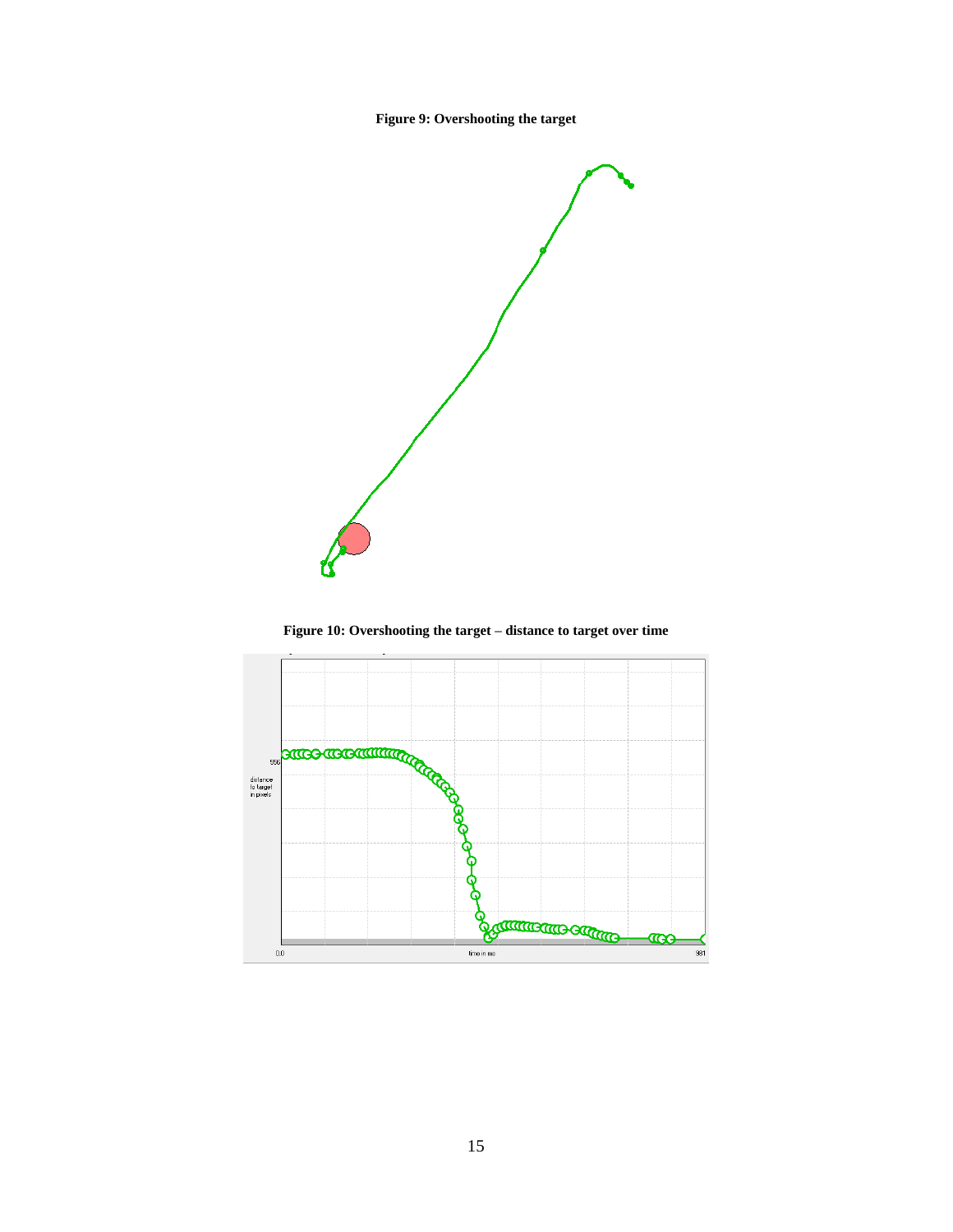**Figure 9: Overshooting the target**

**Figure 10: Overshooting the target – distance to target over time**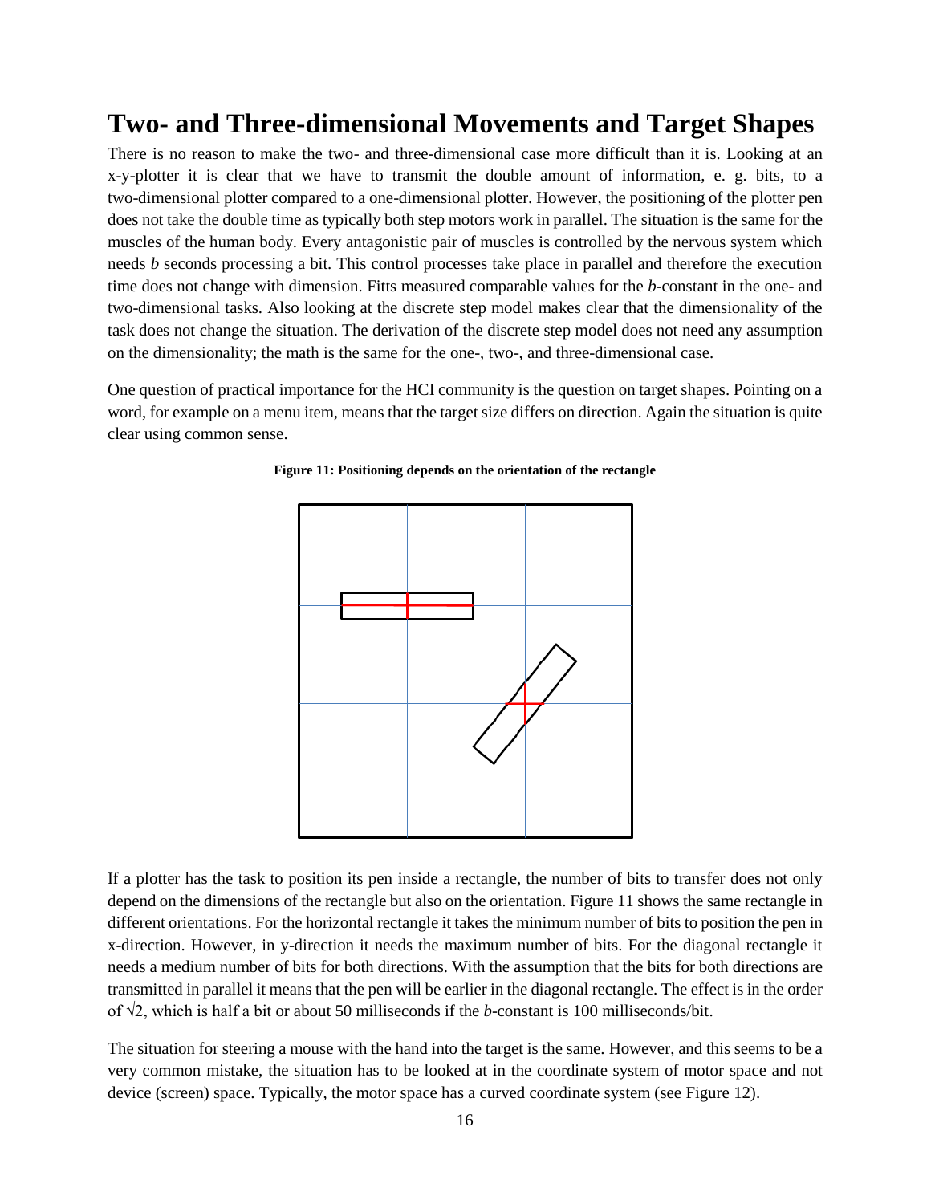## Two- and Three-dimensional Movements and Target Shapes

There is no reason to make the two- and three-dimensional case more difficult than it is. Looking at an x-y-plotter it is clear that we have to transmit the double amount of information, e. g. bits, to a two-dimensional plotter compared to a one-dimensional plotter. However, the positioning of the plotter pen does not take the double time as typically both step motors work in parallel. The situation is the same for the muscles of the human body. Every antagonistic pair of muscles is controlled by the nervous system which needs *b* seconds processing a bit. This control processes take place in parallel and therefore the execution time does not change with dimension. Fitts measured comparable values for the *b*-constant in the one- and two-dimensional tasks. Also looking at the discrete step model makes clear that the dimensionality of the task does not change the situation. The derivation of the discrete step model does not need any assumption on the dimensionality; the math is the same for the one-, two-, and three-dimensional case.

One question of practical importance for the HCI community is the question on target shapes. Pointing on a word, for example on a menu item, means that the target size differs on direction. Again the situation is quite clear using common sense.

**Figure 11: Positioning depends on the orientation of the rectangle**

If a plotter has the task to position its pen inside a rectangle, the number of bits to transfer does not only depend on the dimensions of the rectangle but also on the orientation. Figure 11 shows the same rectangle in different orientations. For the horizontal rectangle it takes the minimum number of bits to position the pen in x-direction. However, in y-direction it needs the maximum number of bits. For the diagonal rectangle it needs a medium number of bits for both directions. With the assumption that the bits for both directions are transmitted in parallel it means that the pen will be earlier in the diagonal rectangle. The effect is in the order of $\sqrt{2}$, which is half a bit or about 50 milliseconds if the *b*-constant is 100 milliseconds/bit.

The situation for steering a mouse with the hand into the target is the same. However, and this seems to be a very common mistake, the situation has to be looked at in the coordinate system of motor space and not device (screen) space. Typically, the motor space has a curved coordinate system (see Figure 12).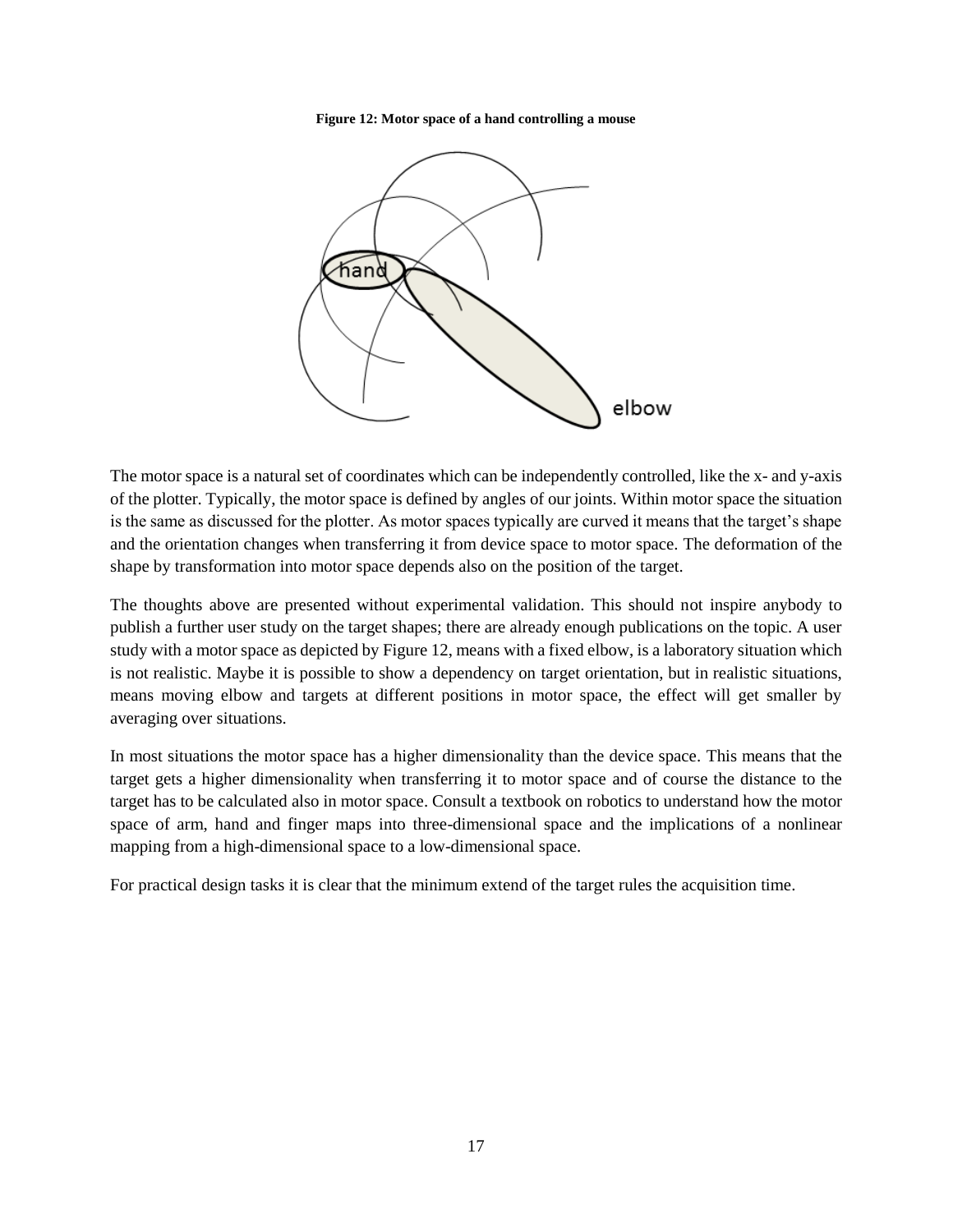**Figure 12: Motor space of a hand controlling a mouse**

The motor space is a natural set of coordinates which can be independently controlled, like the x- and y-axis of the plotter. Typically, the motor space is defined by angles of our joints. Within motor space the situation is the same as discussed for the plotter. As motor spaces typically are curved it means that the target's shape and the orientation changes when transferring it from device space to motor space. The deformation of the shape by transformation into motor space depends also on the position of the target.

The thoughts above are presented without experimental validation. This should not inspire anybody to publish a further user study on the target shapes; there are already enough publications on the topic. A user study with a motor space as depicted by Figure 12, means with a fixed elbow, is a laboratory situation which is not realistic. Maybe it is possible to show a dependency on target orientation, but in realistic situations, means moving elbow and targets at different positions in motor space, the effect will get smaller by averaging over situations.

In most situations the motor space has a higher dimensionality than the device space. This means that the target gets a higher dimensionality when transferring it to motor space and of course the distance to the target has to be calculated also in motor space. Consult a textbook on robotics to understand how the motor space of arm, hand and finger maps into three-dimensional space and the implications of a nonlinear mapping from a high-dimensional space to a low-dimensional space.

For practical design tasks it is clear that the minimum extend of the target rules the acquisition time.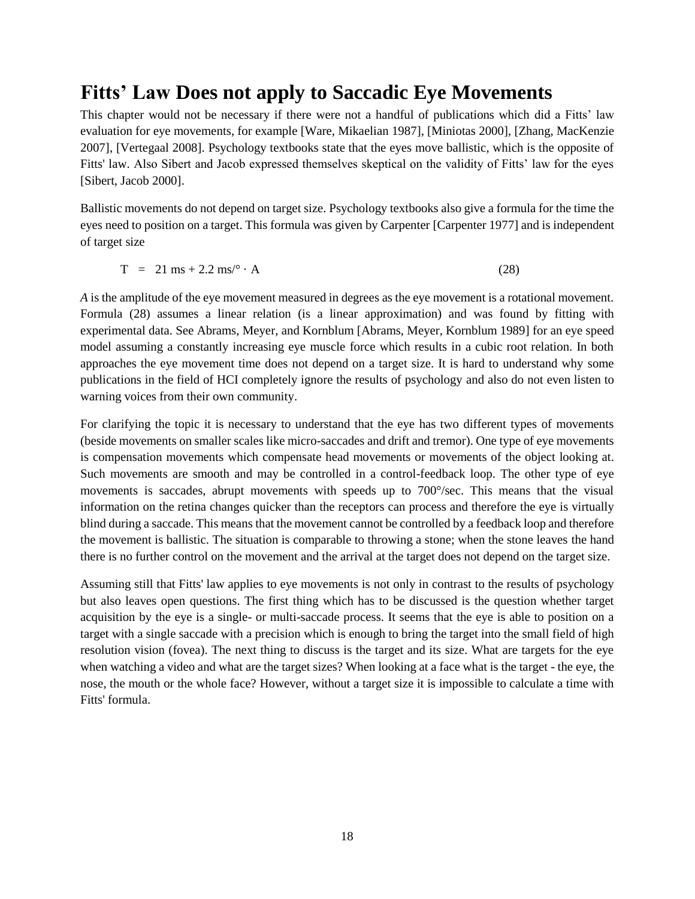# Fitts' Law Does not apply to Saccadic Eye Movements

This chapter would not be necessary if there were not a handful of publications which did a Fitts' law evaluation for eye movements, for example [Ware, Mikaelian 1987], [Miniotas 2000], [Zhang, MacKenzie 2007], [Vertegaal 2008]. Psychology textbooks state that the eyes move ballistic, which is the opposite of Fitts' law. Also Sibert and Jacob expressed themselves skeptical on the validity of Fitts' law for the eyes [Sibert, Jacob 2000].

Ballistic movements do not depend on target size. Psychology textbooks also give a formula for the time the eyes need to position on a target. This formula was given by Carpenter [Carpenter 1977] and is independent of target size

$$T = 21\text{ ms} + 2.2\text{ ms/°} \cdot A \tag{28}$$

*A* is the amplitude of the eye movement measured in degrees as the eye movement is a rotational movement. Formula (28) assumes a linear relation (is a linear approximation) and was found by fitting with experimental data. See Abrams, Meyer, and Kornblum [Abrams, Meyer, Kornblum 1989] for an eye speed model assuming a constantly increasing eye muscle force which results in a cubic root relation. In both approaches the eye movement time does not depend on a target size. It is hard to understand why some publications in the field of HCI completely ignore the results of psychology and also do not even listen to warning voices from their own community.

For clarifying the topic it is necessary to understand that the eye has two different types of movements (beside movements on smaller scales like micro-saccades and drift and tremor). One type of eye movements is compensation movements which compensate head movements or movements of the object looking at. Such movements are smooth and may be controlled in a control-feedback loop. The other type of eye movements is saccades, abrupt movements with speeds up to 700°/sec. This means that the visual information on the retina changes quicker than the receptors can process and therefore the eye is virtually blind during a saccade. This means that the movement cannot be controlled by a feedback loop and therefore the movement is ballistic. The situation is comparable to throwing a stone; when the stone leaves the hand there is no further control on the movement and the arrival at the target does not depend on the target size.

Assuming still that Fitts' law applies to eye movements is not only in contrast to the results of psychology but also leaves open questions. The first thing which has to be discussed is the question whether target acquisition by the eye is a single- or multi-saccade process. It seems that the eye is able to position on a target with a single saccade with a precision which is enough to bring the target into the small field of high resolution vision (fovea). The next thing to discuss is the target and its size. What are targets for the eye when watching a video and what are the target sizes? When looking at a face what is the target - the eye, the nose, the mouth or the whole face? However, without a target size it is impossible to calculate a time with Fitts' formula.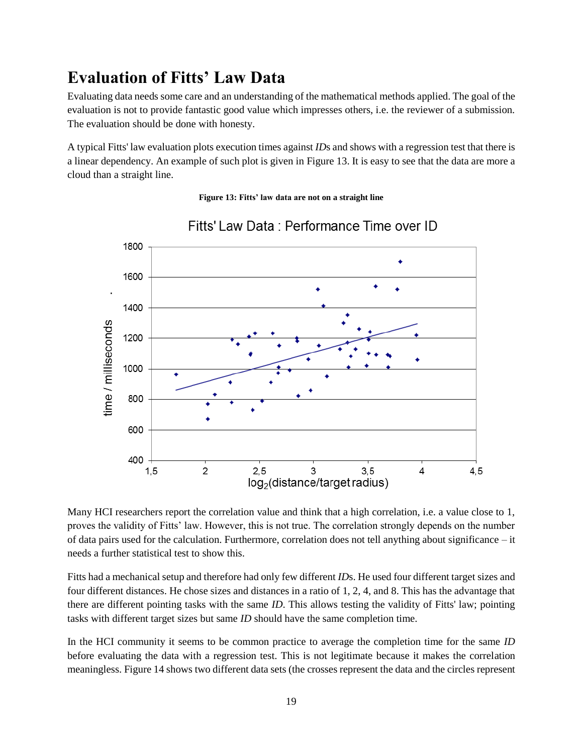# Evaluation of Fitts' Law Data

Evaluating data needs some care and an understanding of the mathematical methods applied. The goal of the evaluation is not to provide fantastic good value which impresses others, i.e. the reviewer of a submission. The evaluation should be done with honesty.

A typical Fitts' law evaluation plots execution times against *ID*s and shows with a regression test that there is a linear dependency. An example of such plot is given in Figure 13. It is easy to see that the data are more a cloud than a straight line.

**Figure 13: Fitts' law data are not on a straight line**

Many HCI researchers report the correlation value and think that a high correlation, i.e. a value close to 1, proves the validity of Fitts' law. However, this is not true. The correlation strongly depends on the number of data pairs used for the calculation. Furthermore, correlation does not tell anything about significance – it needs a further statistical test to show this.

Fitts had a mechanical setup and therefore had only few different *ID*s. He used four different target sizes and four different distances. He chose sizes and distances in a ratio of 1, 2, 4, and 8. This has the advantage that there are different pointing tasks with the same *ID*. This allows testing the validity of Fitts' law; pointing tasks with different target sizes but same *ID* should have the same completion time.

In the HCI community it seems to be common practice to average the completion time for the same *ID* before evaluating the data with a regression test. This is not legitimate because it makes the correlation meaningless. Figure 14 shows two different data sets (the crosses represent the data and the circles represent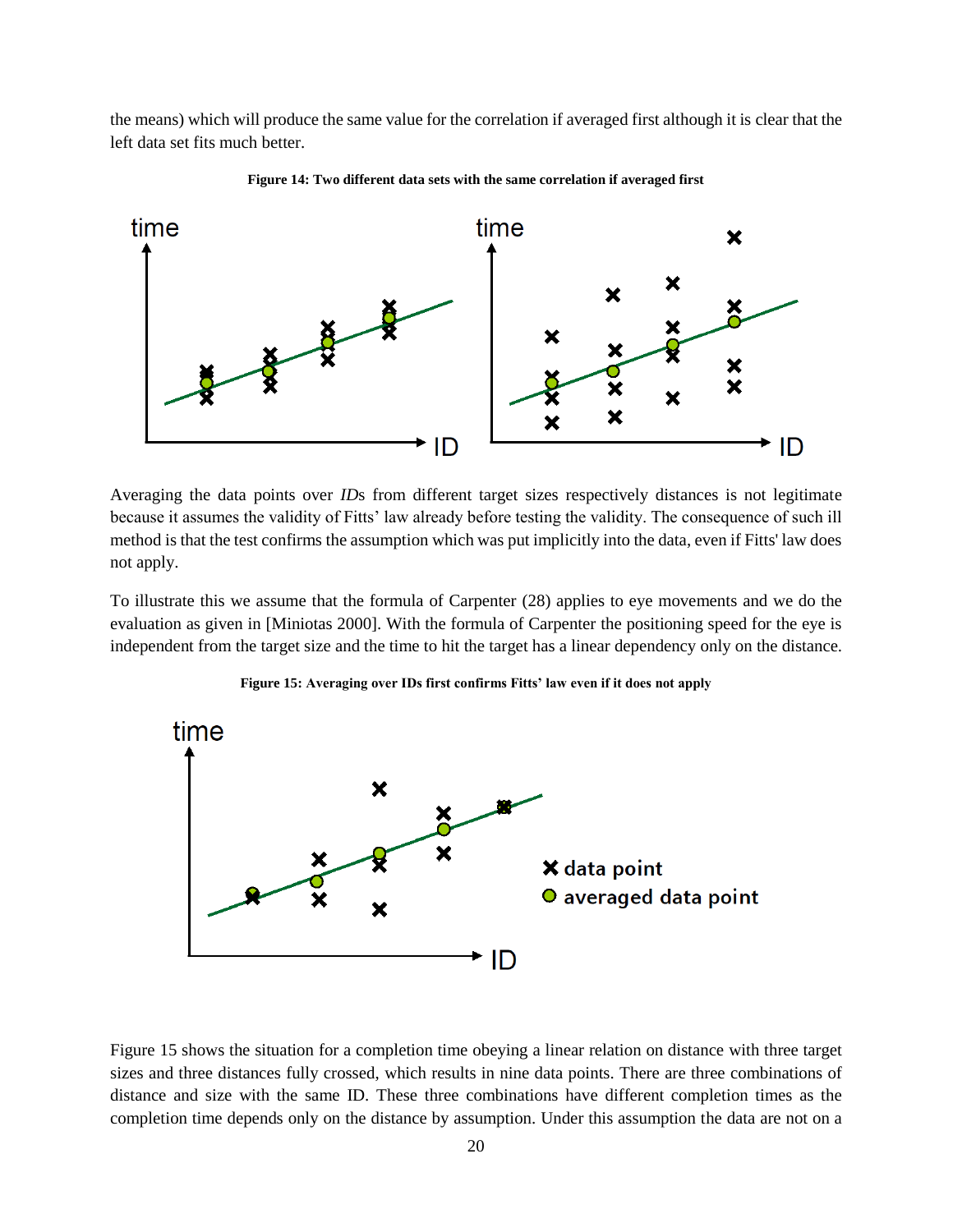the means) which will produce the same value for the correlation if averaged first although it is clear that the left data set fits much better.

**Figure 14: Two different data sets with the same correlation if averaged first**

Averaging the data points over *ID*s from different target sizes respectively distances is not legitimate because it assumes the validity of Fitts' law already before testing the validity. The consequence of such ill method is that the test confirms the assumption which was put implicitly into the data, even if Fitts' law does not apply.

To illustrate this we assume that the formula of Carpenter (28) applies to eye movements and we do the evaluation as given in [Miniotas 2000]. With the formula of Carpenter the positioning speed for the eye is independent from the target size and the time to hit the target has a linear dependency only on the distance.

**Figure 15: Averaging over IDs first confirms Fitts' law even if it does not apply**

Figure 15 shows the situation for a completion time obeying a linear relation on distance with three target sizes and three distances fully crossed, which results in nine data points. There are three combinations of distance and size with the same ID. These three combinations have different completion times as the completion time depends only on the distance by assumption. Under this assumption the data are not on a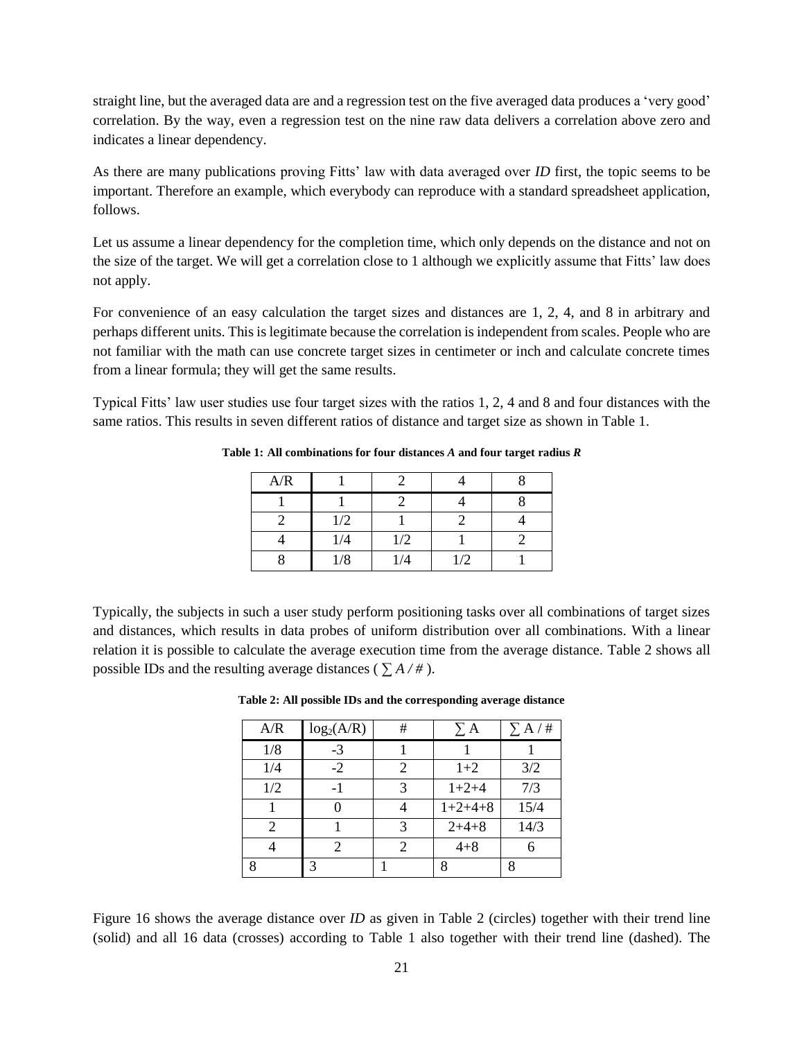straight line, but the averaged data are and a regression test on the five averaged data produces a 'very good' correlation. By the way, even a regression test on the nine raw data delivers a correlation above zero and indicates a linear dependency.

As there are many publications proving Fitts' law with data averaged over *ID* first, the topic seems to be important. Therefore an example, which everybody can reproduce with a standard spreadsheet application, follows.

Let us assume a linear dependency for the completion time, which only depends on the distance and not on the size of the target. We will get a correlation close to 1 although we explicitly assume that Fitts' law does not apply.

For convenience of an easy calculation the target sizes and distances are 1, 2, 4, and 8 in arbitrary and perhaps different units. This is legitimate because the correlation is independent from scales. People who are not familiar with the math can use concrete target sizes in centimeter or inch and calculate concrete times from a linear formula; they will get the same results.

Typical Fitts' law user studies use four target sizes with the ratios 1, 2, 4 and 8 and four distances with the same ratios. This results in seven different ratios of distance and target size as shown in Table 1.

**Table 1: All combinations for four distances *A* and four target radius *R***

| A/R | 1 | 2 | 4 | 8 |
|---|---|---|---|---|
| 1 | 1 | 2 | 4 | 8 |
| 2 | 1/2 | 1 | 2 | 4 |
| 4 | 1/4 | 1/2 | 1 | 2 |
| 8 | 1/8 | 1/4 | 1/2 | 1 |

Typically, the subjects in such a user study perform positioning tasks over all combinations of target sizes and distances, which results in data probes of uniform distribution over all combinations. With a linear relation it is possible to calculate the average execution time from the average distance. Table 2 shows all possible IDs and the resulting average distances ( $\sum A / \#$ ).

**Table 2: All possible IDs and the corresponding average distance**

| A/R | $\log_2(A/R)$ | # | $\sum$ A | $\sum$ A / # |
|---|---|---|---|---|
| 1/8 | -3 | 1 | 1 | 1 |
| 1/4 | -2 | 2 | 1+2 | 3/2 |
| 1/2 | -1 | 3 | 1+2+4 | 7/3 |
| 1 | 0 | 4 | 1+2+4+8 | 15/4 |
| 2 | 1 | 3 | 2+4+8 | 14/3 |
| 4 | 2 | 2 | 4+8 | 6 |
| 8 | 3 | 1 | 8 | 8 |

Figure 16 shows the average distance over *ID* as given in Table 2 (circles) together with their trend line (solid) and all 16 data (crosses) according to Table 1 also together with their trend line (dashed). The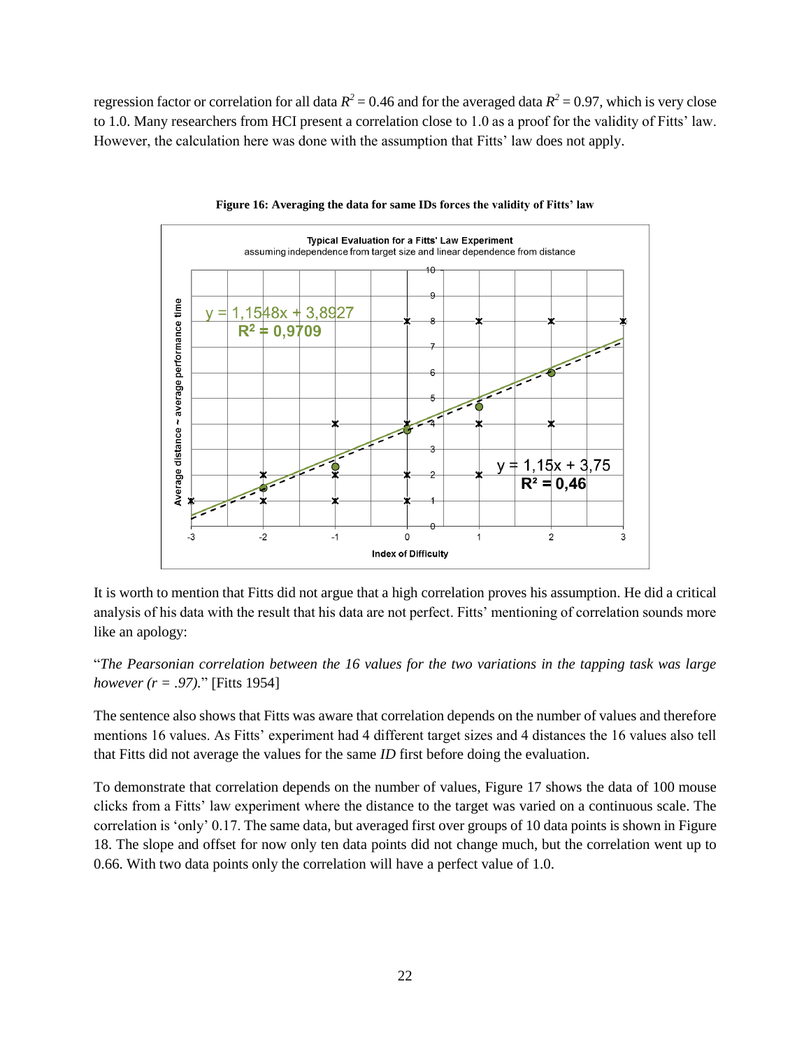regression factor or correlation for all data $R^2 = 0.46$ and for the averaged data $R^2 = 0.97$, which is very close to 1.0. Many researchers from HCI present a correlation close to 1.0 as a proof for the validity of Fitts' law. However, the calculation here was done with the assumption that Fitts' law does not apply.

**Figure 16: Averaging the data for same IDs forces the validity of Fitts' law**

It is worth to mention that Fitts did not argue that a high correlation proves his assumption. He did a critical analysis of his data with the result that his data are not perfect. Fitts' mentioning of correlation sounds more like an apology:

"*The Pearsonian correlation between the 16 values for the two variations in the tapping task was large however (r = .97).*" [Fitts 1954]

The sentence also shows that Fitts was aware that correlation depends on the number of values and therefore mentions 16 values. As Fitts' experiment had 4 different target sizes and 4 distances the 16 values also tell that Fitts did not average the values for the same *ID* first before doing the evaluation.

To demonstrate that correlation depends on the number of values, Figure 17 shows the data of 100 mouse clicks from a Fitts' law experiment where the distance to the target was varied on a continuous scale. The correlation is 'only' 0.17. The same data, but averaged first over groups of 10 data points is shown in Figure 18. The slope and offset for now only ten data points did not change much, but the correlation went up to 0.66. With two data points only the correlation will have a perfect value of 1.0.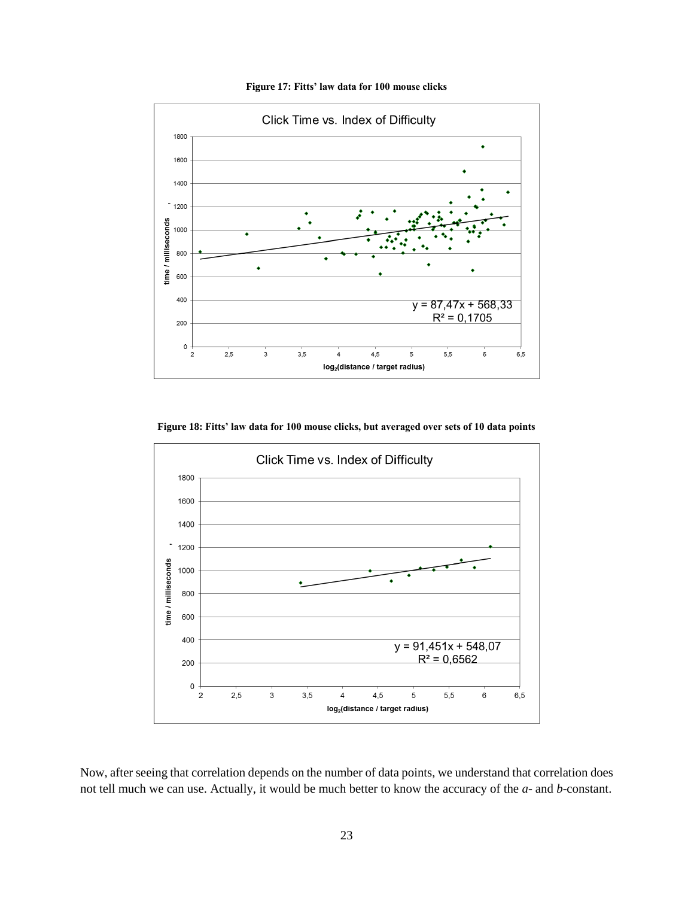**Figure 17: Fitts' law data for 100 mouse clicks**

**Figure 18: Fitts' law data for 100 mouse clicks, but averaged over sets of 10 data points**

Now, after seeing that correlation depends on the number of data points, we understand that correlation does not tell much we can use. Actually, it would be much better to know the accuracy of the *a*- and *b*-constant.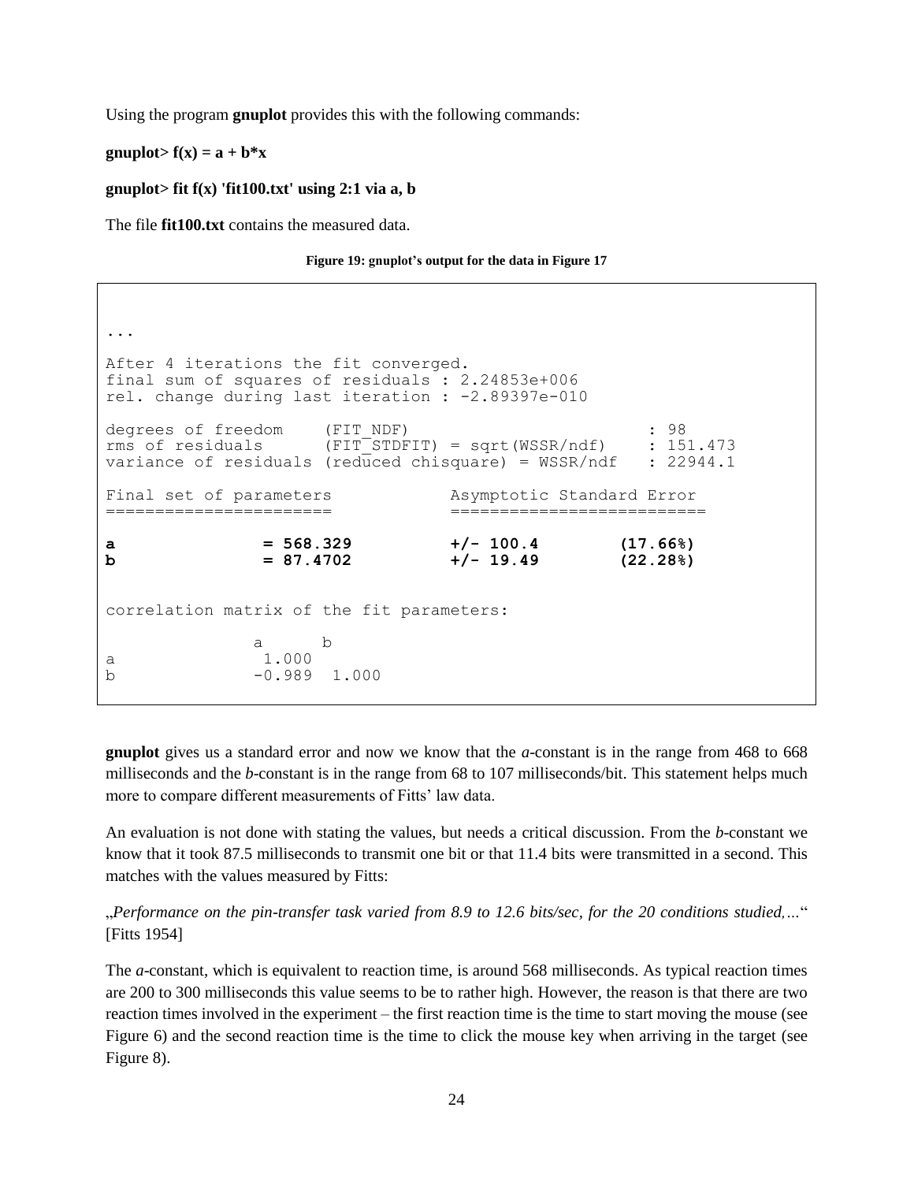Using the program **gnuplot** provides this with the following commands:

**gnuplot> f(x) = a + b*x**

**gnuplot> fit f(x) 'fit100.txt' using 2:1 via a, b**

The file **fit100.txt** contains the measured data.

**Figure 19: gnuplot's output for the data in Figure 17**

```
...
After 4 iterations the fit converged.
final sum of squares of residuals : 2.24853e+006
rel. change during last iteration : -2.89397e-010

degrees of freedom    (FIT_NDF)                        : 98
rms of residuals      (FIT_STDFIT) = sqrt(WSSR/ndf)    : 151.473
variance of residuals (reduced chisquare) = WSSR/ndf   : 22944.1

Final set of parameters            Asymptotic Standard Error
=======================            ==========================

a               = 568.329          +/- 100.4        (17.66%)
b               = 87.4702          +/- 19.49        (22.28%)


correlation matrix of the fit parameters:

               a      b
a              1.000
b             -0.989  1.000
```

**gnuplot** gives us a standard error and now we know that the *a*-constant is in the range from 468 to 668 milliseconds and the *b*-constant is in the range from 68 to 107 milliseconds/bit. This statement helps much more to compare different measurements of Fitts' law data.

An evaluation is not done with stating the values, but needs a critical discussion. From the *b*-constant we know that it took 87.5 milliseconds to transmit one bit or that 11.4 bits were transmitted in a second. This matches with the values measured by Fitts:

„*Performance on the pin-transfer task varied from 8.9 to 12.6 bits/sec, for the 20 conditions studied,…*" [Fitts 1954]

The *a*-constant, which is equivalent to reaction time, is around 568 milliseconds. As typical reaction times are 200 to 300 milliseconds this value seems to be to rather high. However, the reason is that there are two reaction times involved in the experiment – the first reaction time is the time to start moving the mouse (see Figure 6) and the second reaction time is the time to click the mouse key when arriving in the target (see Figure 8).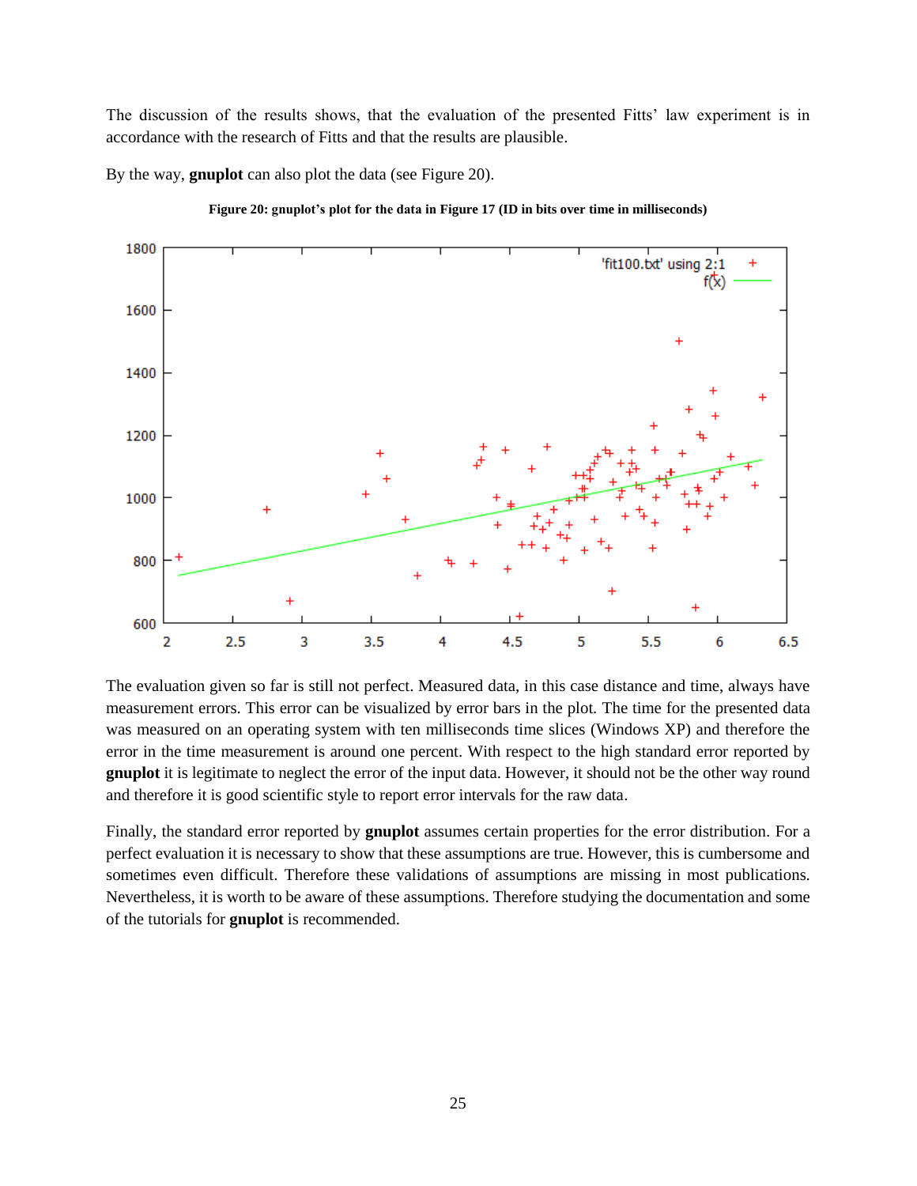The discussion of the results shows, that the evaluation of the presented Fitts' law experiment is in accordance with the research of Fitts and that the results are plausible.

By the way, **gnuplot** can also plot the data (see Figure 20).

**Figure 20: gnuplot's plot for the data in Figure 17 (ID in bits over time in milliseconds)**

The evaluation given so far is still not perfect. Measured data, in this case distance and time, always have measurement errors. This error can be visualized by error bars in the plot. The time for the presented data was measured on an operating system with ten milliseconds time slices (Windows XP) and therefore the error in the time measurement is around one percent. With respect to the high standard error reported by **gnuplot** it is legitimate to neglect the error of the input data. However, it should not be the other way round and therefore it is good scientific style to report error intervals for the raw data.

Finally, the standard error reported by **gnuplot** assumes certain properties for the error distribution. For a perfect evaluation it is necessary to show that these assumptions are true. However, this is cumbersome and sometimes even difficult. Therefore these validations of assumptions are missing in most publications. Nevertheless, it is worth to be aware of these assumptions. Therefore studying the documentation and some of the tutorials for **gnuplot** is recommended.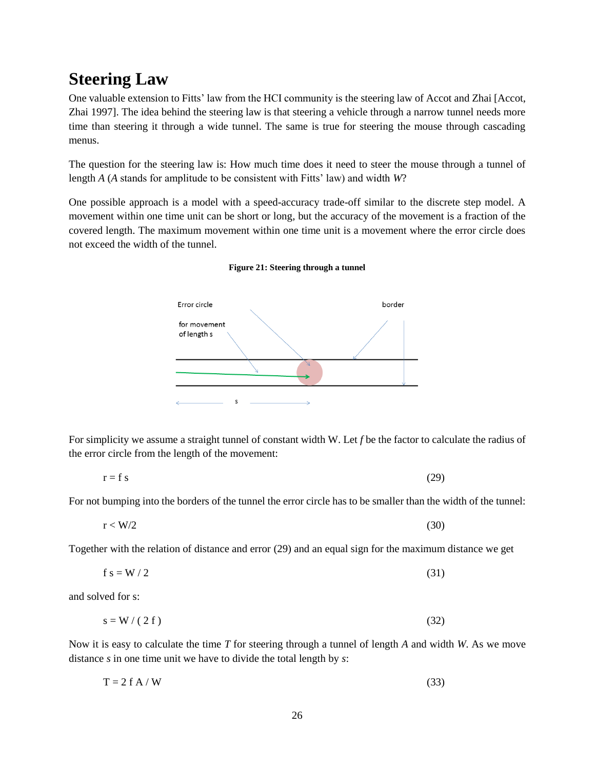# Steering Law

One valuable extension to Fitts' law from the HCI community is the steering law of Accot and Zhai [Accot, Zhai 1997]. The idea behind the steering law is that steering a vehicle through a narrow tunnel needs more time than steering it through a wide tunnel. The same is true for steering the mouse through cascading menus.

The question for the steering law is: How much time does it need to steer the mouse through a tunnel of length *A* (*A* stands for amplitude to be consistent with Fitts' law) and width *W*?

One possible approach is a model with a speed-accuracy trade-off similar to the discrete step model. A movement within one time unit can be short or long, but the accuracy of the movement is a fraction of the covered length. The maximum movement within one time unit is a movement where the error circle does not exceed the width of the tunnel.

**Figure 21: Steering through a tunnel**

For simplicity we assume a straight tunnel of constant width W. Let *f* be the factor to calculate the radius of the error circle from the length of the movement:

$$r = f\,s \qquad (29)$$

For not bumping into the borders of the tunnel the error circle has to be smaller than the width of the tunnel:

$$r < W/2 \qquad (30)$$

Together with the relation of distance and error (29) and an equal sign for the maximum distance we get

$$f\,s = W / 2 \qquad (31)$$

and solved for s:

$$s = W / (2 f) \qquad (32)$$

Now it is easy to calculate the time *T* for steering through a tunnel of length *A* and width *W*. As we move distance *s* in one time unit we have to divide the total length by *s*:

$$T = 2 f A / W \qquad (33)$$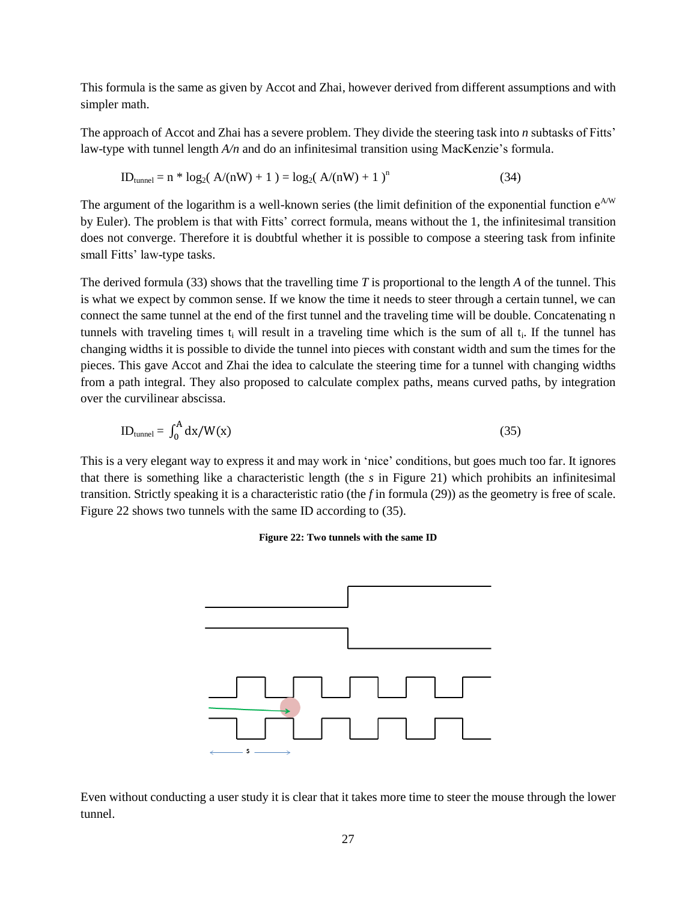This formula is the same as given by Accot and Zhai, however derived from different assumptions and with simpler math.

The approach of Accot and Zhai has a severe problem. They divide the steering task into *n* subtasks of Fitts' law-type with tunnel length *A/n* and do an infinitesimal transition using MacKenzie's formula.

$$ID_{tunnel} = n * \log_2( A/(nW) + 1 ) = \log_2( A/(nW) + 1 )^n \qquad (34)$$

The argument of the logarithm is a well-known series (the limit definition of the exponential function $e^{A/W}$ by Euler). The problem is that with Fitts' correct formula, means without the 1, the infinitesimal transition does not converge. Therefore it is doubtful whether it is possible to compose a steering task from infinite small Fitts' law-type tasks.

The derived formula (33) shows that the travelling time *T* is proportional to the length *A* of the tunnel. This is what we expect by common sense. If we know the time it needs to steer through a certain tunnel, we can connect the same tunnel at the end of the first tunnel and the traveling time will be double. Concatenating n tunnels with traveling times $t_i$ will result in a traveling time which is the sum of all $t_i$. If the tunnel has changing widths it is possible to divide the tunnel into pieces with constant width and sum the times for the pieces. This gave Accot and Zhai the idea to calculate the steering time for a tunnel with changing widths from a path integral. They also proposed to calculate complex paths, means curved paths, by integration over the curvilinear abscissa.

$$ID_{tunnel} = \int_0^A dx/W(x) \qquad (35)$$

This is a very elegant way to express it and may work in 'nice' conditions, but goes much too far. It ignores that there is something like a characteristic length (the *s* in Figure 21) which prohibits an infinitesimal transition. Strictly speaking it is a characteristic ratio (the *f* in formula (29)) as the geometry is free of scale. Figure 22 shows two tunnels with the same ID according to (35).

**Figure 22: Two tunnels with the same ID**

Even without conducting a user study it is clear that it takes more time to steer the mouse through the lower tunnel.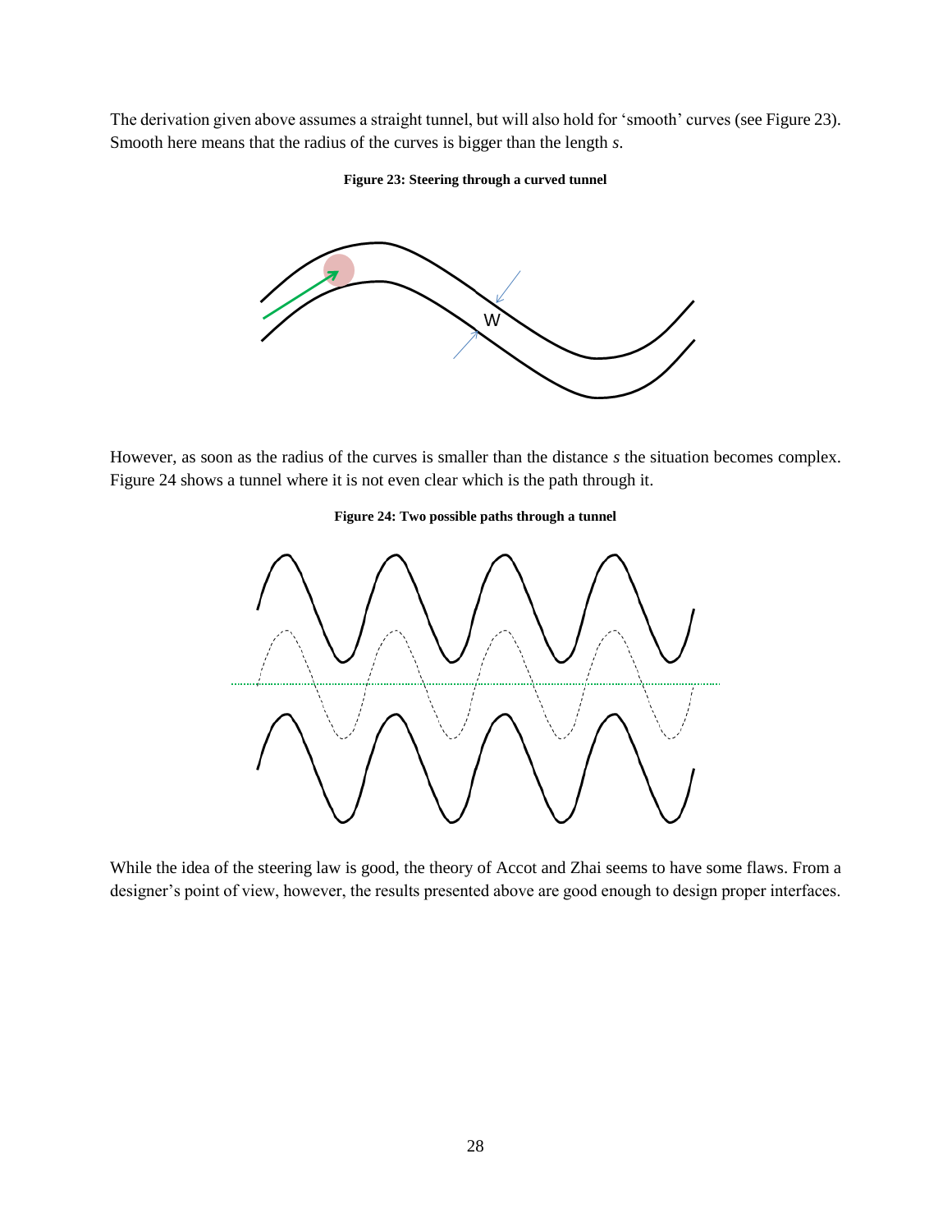The derivation given above assumes a straight tunnel, but will also hold for 'smooth' curves (see Figure 23). Smooth here means that the radius of the curves is bigger than the length *s*.

**Figure 23: Steering through a curved tunnel**

However, as soon as the radius of the curves is smaller than the distance *s* the situation becomes complex. Figure 24 shows a tunnel where it is not even clear which is the path through it.

**Figure 24: Two possible paths through a tunnel**

While the idea of the steering law is good, the theory of Accot and Zhai seems to have some flaws. From a designer's point of view, however, the results presented above are good enough to design proper interfaces.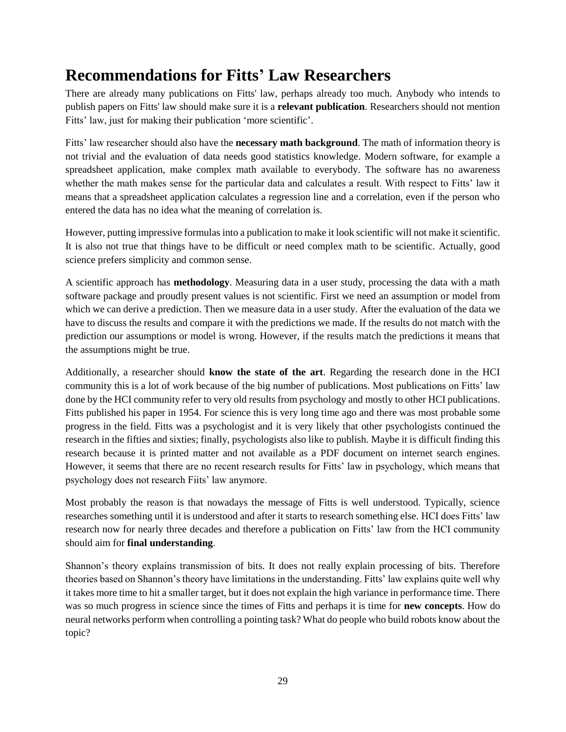# Recommendations for Fitts' Law Researchers

There are already many publications on Fitts' law, perhaps already too much. Anybody who intends to publish papers on Fitts' law should make sure it is a **relevant publication**. Researchers should not mention Fitts' law, just for making their publication 'more scientific'.

Fitts' law researcher should also have the **necessary math background**. The math of information theory is not trivial and the evaluation of data needs good statistics knowledge. Modern software, for example a spreadsheet application, make complex math available to everybody. The software has no awareness whether the math makes sense for the particular data and calculates a result. With respect to Fitts' law it means that a spreadsheet application calculates a regression line and a correlation, even if the person who entered the data has no idea what the meaning of correlation is.

However, putting impressive formulas into a publication to make it look scientific will not make it scientific. It is also not true that things have to be difficult or need complex math to be scientific. Actually, good science prefers simplicity and common sense.

A scientific approach has **methodology**. Measuring data in a user study, processing the data with a math software package and proudly present values is not scientific. First we need an assumption or model from which we can derive a prediction. Then we measure data in a user study. After the evaluation of the data we have to discuss the results and compare it with the predictions we made. If the results do not match with the prediction our assumptions or model is wrong. However, if the results match the predictions it means that the assumptions might be true.

Additionally, a researcher should **know the state of the art**. Regarding the research done in the HCI community this is a lot of work because of the big number of publications. Most publications on Fitts' law done by the HCI community refer to very old results from psychology and mostly to other HCI publications. Fitts published his paper in 1954. For science this is very long time ago and there was most probable some progress in the field. Fitts was a psychologist and it is very likely that other psychologists continued the research in the fifties and sixties; finally, psychologists also like to publish. Maybe it is difficult finding this research because it is printed matter and not available as a PDF document on internet search engines. However, it seems that there are no recent research results for Fitts' law in psychology, which means that psychology does not research Fiits' law anymore.

Most probably the reason is that nowadays the message of Fitts is well understood. Typically, science researches something until it is understood and after it starts to research something else. HCI does Fitts' law research now for nearly three decades and therefore a publication on Fitts' law from the HCI community should aim for **final understanding**.

Shannon's theory explains transmission of bits. It does not really explain processing of bits. Therefore theories based on Shannon's theory have limitations in the understanding. Fitts' law explains quite well why it takes more time to hit a smaller target, but it does not explain the high variance in performance time. There was so much progress in science since the times of Fitts and perhaps it is time for **new concepts**. How do neural networks perform when controlling a pointing task? What do people who build robots know about the topic?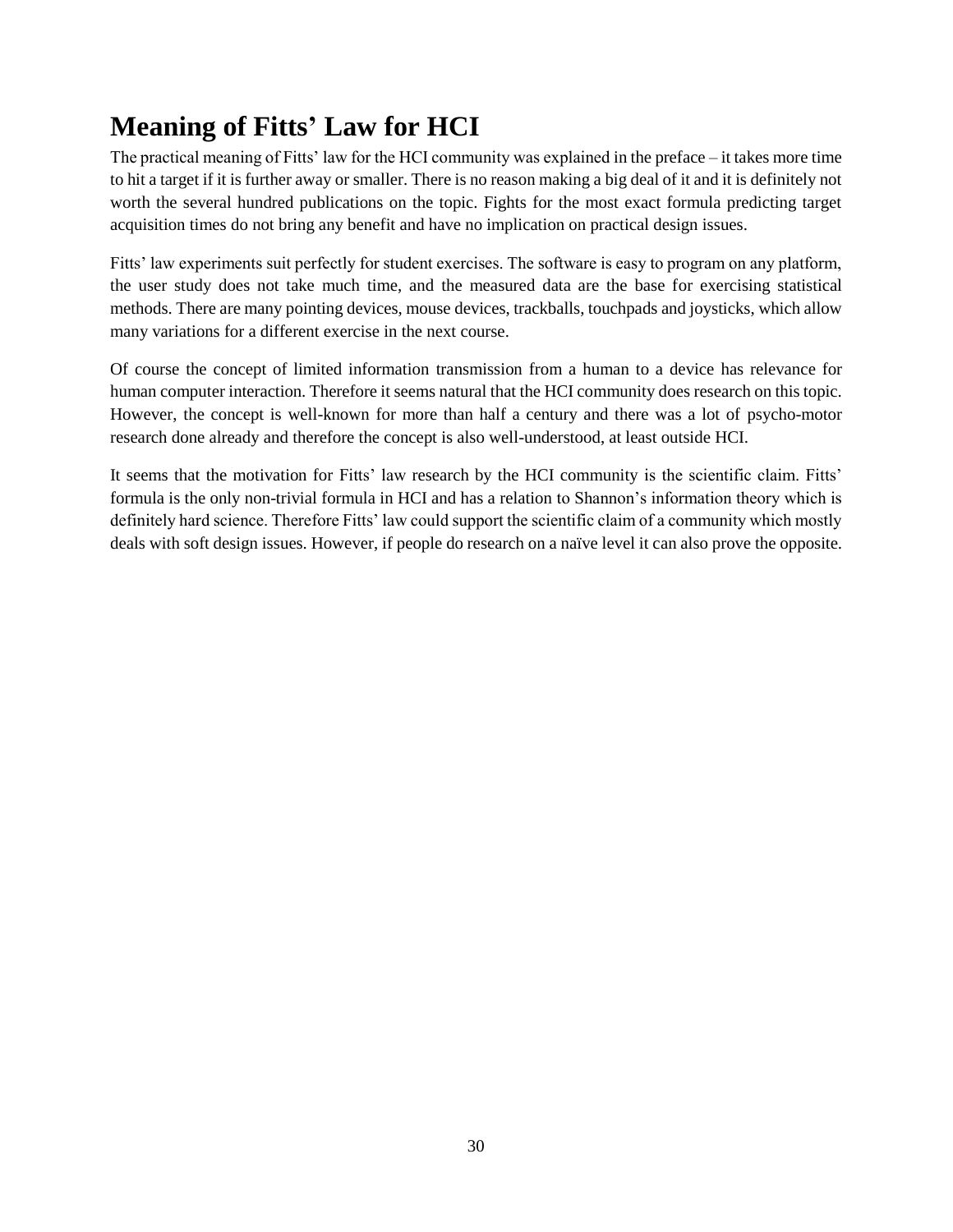# Meaning of Fitts' Law for HCI

The practical meaning of Fitts' law for the HCI community was explained in the preface – it takes more time to hit a target if it is further away or smaller. There is no reason making a big deal of it and it is definitely not worth the several hundred publications on the topic. Fights for the most exact formula predicting target acquisition times do not bring any benefit and have no implication on practical design issues.

Fitts' law experiments suit perfectly for student exercises. The software is easy to program on any platform, the user study does not take much time, and the measured data are the base for exercising statistical methods. There are many pointing devices, mouse devices, trackballs, touchpads and joysticks, which allow many variations for a different exercise in the next course.

Of course the concept of limited information transmission from a human to a device has relevance for human computer interaction. Therefore it seems natural that the HCI community does research on this topic. However, the concept is well-known for more than half a century and there was a lot of psycho-motor research done already and therefore the concept is also well-understood, at least outside HCI.

It seems that the motivation for Fitts' law research by the HCI community is the scientific claim. Fitts' formula is the only non-trivial formula in HCI and has a relation to Shannon's information theory which is definitely hard science. Therefore Fitts' law could support the scientific claim of a community which mostly deals with soft design issues. However, if people do research on a naïve level it can also prove the opposite.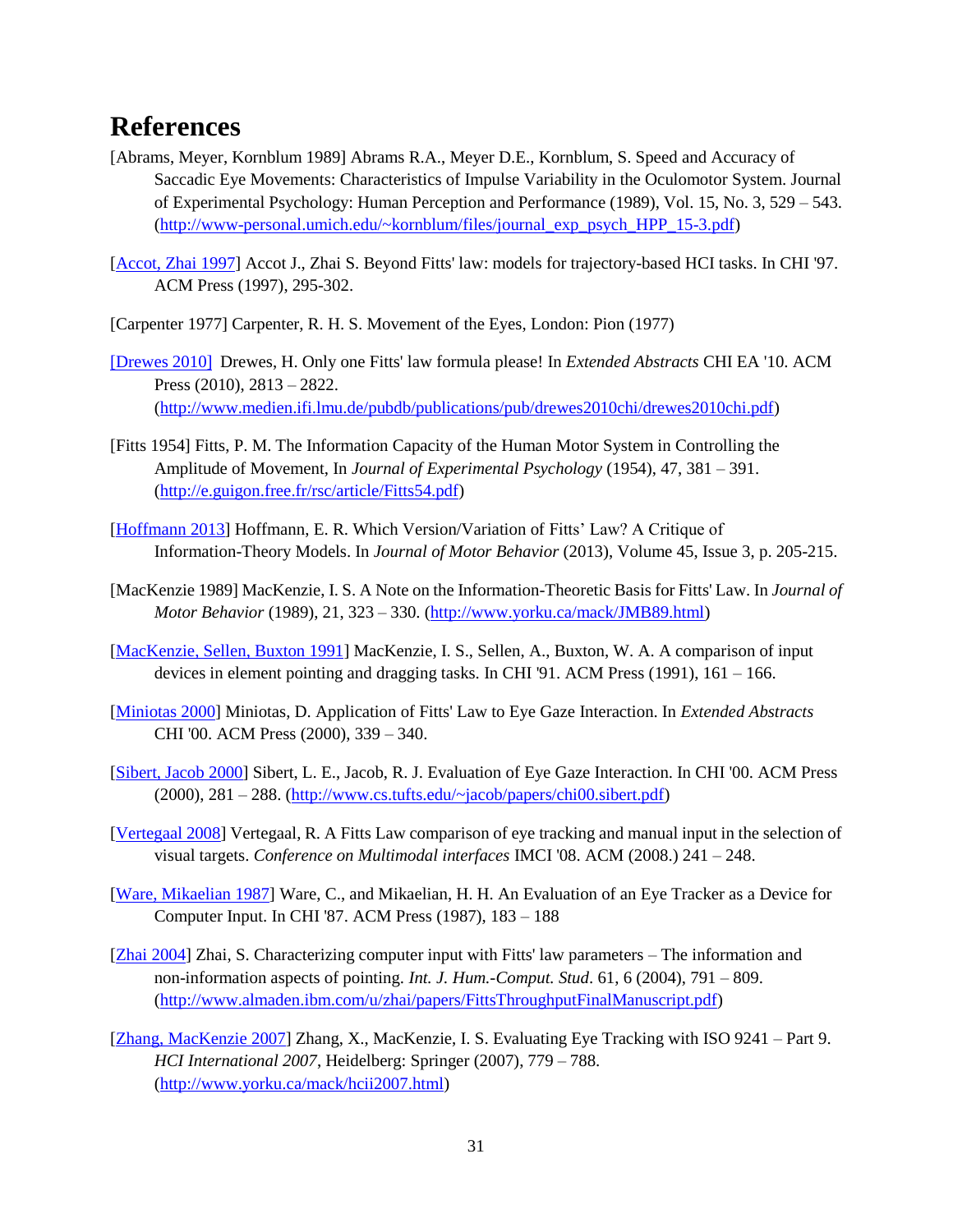# References

[Abrams, Meyer, Kornblum 1989] Abrams R.A., Meyer D.E., Kornblum, S. Speed and Accuracy of Saccadic Eye Movements: Characteristics of Impulse Variability in the Oculomotor System. Journal of Experimental Psychology: Human Perception and Performance (1989), Vol. 15, No. 3, 529 – 543. (http://www-personal.umich.edu/~kornblum/files/journal_exp_psych_HPP_15-3.pdf)

[Accot, Zhai 1997] Accot J., Zhai S. Beyond Fitts' law: models for trajectory-based HCI tasks. In CHI '97. ACM Press (1997), 295-302.

[Carpenter 1977] Carpenter, R. H. S. Movement of the Eyes, London: Pion (1977)

[Drewes 2010] Drewes, H. Only one Fitts' law formula please! In *Extended Abstracts* CHI EA '10. ACM Press (2010), 2813 – 2822. (http://www.medien.ifi.lmu.de/pubdb/publications/pub/drewes2010chi/drewes2010chi.pdf)

[Fitts 1954] Fitts, P. M. The Information Capacity of the Human Motor System in Controlling the Amplitude of Movement, In *Journal of Experimental Psychology* (1954), 47, 381 – 391. (http://e.guigon.free.fr/rsc/article/Fitts54.pdf)

[Hoffmann 2013] Hoffmann, E. R. Which Version/Variation of Fitts' Law? A Critique of Information-Theory Models. In *Journal of Motor Behavior* (2013), Volume 45, Issue 3, p. 205-215.

[MacKenzie 1989] MacKenzie, I. S. A Note on the Information-Theoretic Basis for Fitts' Law. In *Journal of Motor Behavior* (1989), 21, 323 – 330. (http://www.yorku.ca/mack/JMB89.html)

[MacKenzie, Sellen, Buxton 1991] MacKenzie, I. S., Sellen, A., Buxton, W. A. A comparison of input devices in element pointing and dragging tasks. In CHI '91. ACM Press (1991), 161 – 166.

[Miniotas 2000] Miniotas, D. Application of Fitts' Law to Eye Gaze Interaction. In *Extended Abstracts* CHI '00. ACM Press (2000), 339 – 340.

[Sibert, Jacob 2000] Sibert, L. E., Jacob, R. J. Evaluation of Eye Gaze Interaction. In CHI '00. ACM Press (2000), 281 – 288. (http://www.cs.tufts.edu/~jacob/papers/chi00.sibert.pdf)

[Vertegaal 2008] Vertegaal, R. A Fitts Law comparison of eye tracking and manual input in the selection of visual targets. *Conference on Multimodal interfaces* IMCI '08. ACM (2008.) 241 – 248.

[Ware, Mikaelian 1987] Ware, C., and Mikaelian, H. H. An Evaluation of an Eye Tracker as a Device for Computer Input. In CHI '87. ACM Press (1987), 183 – 188

[Zhai 2004] Zhai, S. Characterizing computer input with Fitts' law parameters – The information and non-information aspects of pointing. *Int. J. Hum.-Comput. Stud*. 61, 6 (2004), 791 – 809. (http://www.almaden.ibm.com/u/zhai/papers/FittsThroughputFinalManuscript.pdf)

[Zhang, MacKenzie 2007] Zhang, X., MacKenzie, I. S. Evaluating Eye Tracking with ISO 9241 – Part 9. *HCI International 2007*, Heidelberg: Springer (2007), 779 – 788. (http://www.yorku.ca/mack/hcii2007.html)